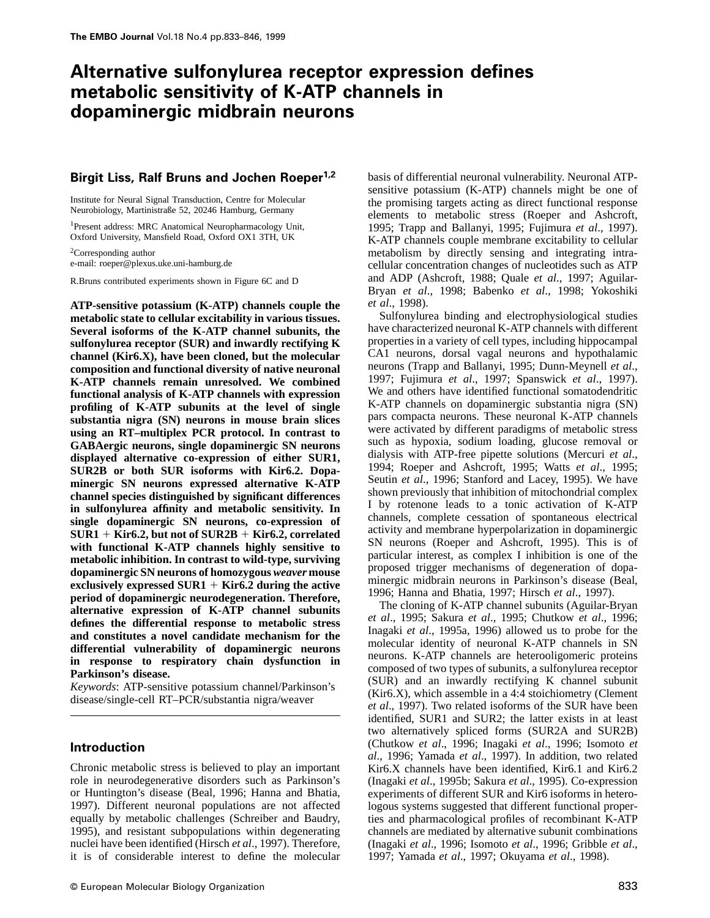# Alternative sulfonylurea receptor expression defines metabolic sensitivity of K-ATP channels in dopaminergic midbrain neurons

**Birgit Liss, Ralf Bruns and Jochen Roeper[1,2]**

Institute for Neural Signal Transduction, Centre for Molecular Neurobiology, Martinistraße 52, 20246 Hamburg, Germany

[1]Present address: MRC Anatomical Neuropharmacology Unit, Oxford University, Mansfield Road, Oxford OX1 3TH, UK

[2]Corresponding author
e-mail: roeper@plexus.uke.uni-hamburg.de

R.Bruns contributed experiments shown in Figure 6C and D

**ATP-sensitive potassium (K-ATP) channels couple the metabolic state to cellular excitability in various tissues. Several isoforms of the K-ATP channel subunits, the sulfonylurea receptor (SUR) and inwardly rectifying K channel (Kir6.X), have been cloned, but the molecular composition and functional diversity of native neuronal K-ATP channels remain unresolved. We combined functional analysis of K-ATP channels with expression profiling of K-ATP subunits at the level of single substantia nigra (SN) neurons in mouse brain slices using an RT–multiplex PCR protocol. In contrast to GABAergic neurons, single dopaminergic SN neurons displayed alternative co-expression of either SUR1, SUR2B or both SUR isoforms with Kir6.2. Dopaminergic SN neurons expressed alternative K-ATP channel species distinguished by significant differences in sulfonylurea affinity and metabolic sensitivity. In single dopaminergic SN neurons, co-expression of SUR1 + Kir6.2, but not of SUR2B + Kir6.2, correlated with functional K-ATP channels highly sensitive to metabolic inhibition. In contrast to wild-type, surviving dopaminergic SN neurons of homozygous *weaver* mouse exclusively expressed SUR1 + Kir6.2 during the active period of dopaminergic neurodegeneration. Therefore, alternative expression of K-ATP channel subunits defines the differential response to metabolic stress and constitutes a novel candidate mechanism for the differential vulnerability of dopaminergic neurons in response to respiratory chain dysfunction in Parkinson's disease.**

*Keywords*: ATP-sensitive potassium channel/Parkinson's disease/single-cell RT–PCR/substantia nigra/weaver

## Introduction

Chronic metabolic stress is believed to play an important role in neurodegenerative disorders such as Parkinson's or Huntington's disease (Beal, 1996; Hanna and Bhatia, 1997). Different neuronal populations are not affected equally by metabolic challenges (Schreiber and Baudry, 1995), and resistant subpopulations within degenerating nuclei have been identified (Hirsch *et al*., 1997). Therefore, it is of considerable interest to define the molecular basis of differential neuronal vulnerability. Neuronal ATP-sensitive potassium (K-ATP) channels might be one of the promising targets acting as direct functional response elements to metabolic stress (Roeper and Ashcroft, 1995; Trapp and Ballanyi, 1995; Fujimura *et al*., 1997). K-ATP channels couple membrane excitability to cellular metabolism by directly sensing and integrating intracellular concentration changes of nucleotides such as ATP and ADP (Ashcroft, 1988; Quale *et al*., 1997; Aguilar-Bryan *et al*., 1998; Babenko *et al*., 1998; Yokoshiki *et al*., 1998).

Sulfonylurea binding and electrophysiological studies have characterized neuronal K-ATP channels with different properties in a variety of cell types, including hippocampal CA1 neurons, dorsal vagal neurons and hypothalamic neurons (Trapp and Ballanyi, 1995; Dunn-Meynell *et al*., 1997; Fujimura *et al*., 1997; Spanswick *et al*., 1997). We and others have identified functional somatodendritic K-ATP channels on dopaminergic substantia nigra (SN) pars compacta neurons. These neuronal K-ATP channels were activated by different paradigms of metabolic stress such as hypoxia, sodium loading, glucose removal or dialysis with ATP-free pipette solutions (Mercuri *et al*., 1994; Roeper and Ashcroft, 1995; Watts *et al*., 1995; Seutin *et al*., 1996; Stanford and Lacey, 1995). We have shown previously that inhibition of mitochondrial complex I by rotenone leads to a tonic activation of K-ATP channels, complete cessation of spontaneous electrical activity and membrane hyperpolarization in dopaminergic SN neurons (Roeper and Ashcroft, 1995). This is of particular interest, as complex I inhibition is one of the proposed trigger mechanisms of degeneration of dopaminergic midbrain neurons in Parkinson's disease (Beal, 1996; Hanna and Bhatia, 1997; Hirsch *et al*., 1997).

The cloning of K-ATP channel subunits (Aguilar-Bryan *et al*., 1995; Sakura *et al*., 1995; Chutkow *et al*., 1996; Inagaki *et al*., 1995a, 1996) allowed us to probe for the molecular identity of neuronal K-ATP channels in SN neurons. K-ATP channels are heterooligomeric proteins composed of two types of subunits, a sulfonylurea receptor (SUR) and an inwardly rectifying K channel subunit (Kir6.X), which assemble in a 4:4 stoichiometry (Clement *et al*., 1997). Two related isoforms of the SUR have been identified, SUR1 and SUR2; the latter exists in at least two alternatively spliced forms (SUR2A and SUR2B) (Chutkow *et al*., 1996; Inagaki *et al*., 1996; Isomoto *et al*., 1996; Yamada *et al*., 1997). In addition, two related Kir6.X channels have been identified, Kir6.1 and Kir6.2 (Inagaki *et al*., 1995b; Sakura *et al*., 1995). Co-expression experiments of different SUR and Kir6 isoforms in heterologous systems suggested that different functional properties and pharmacological profiles of recombinant K-ATP channels are mediated by alternative subunit combinations (Inagaki *et al*., 1996; Isomoto *et al*., 1996; Gribble *et al*., 1997; Yamada *et al*., 1997; Okuyama *et al*., 1998).

© European Molecular Biology Organization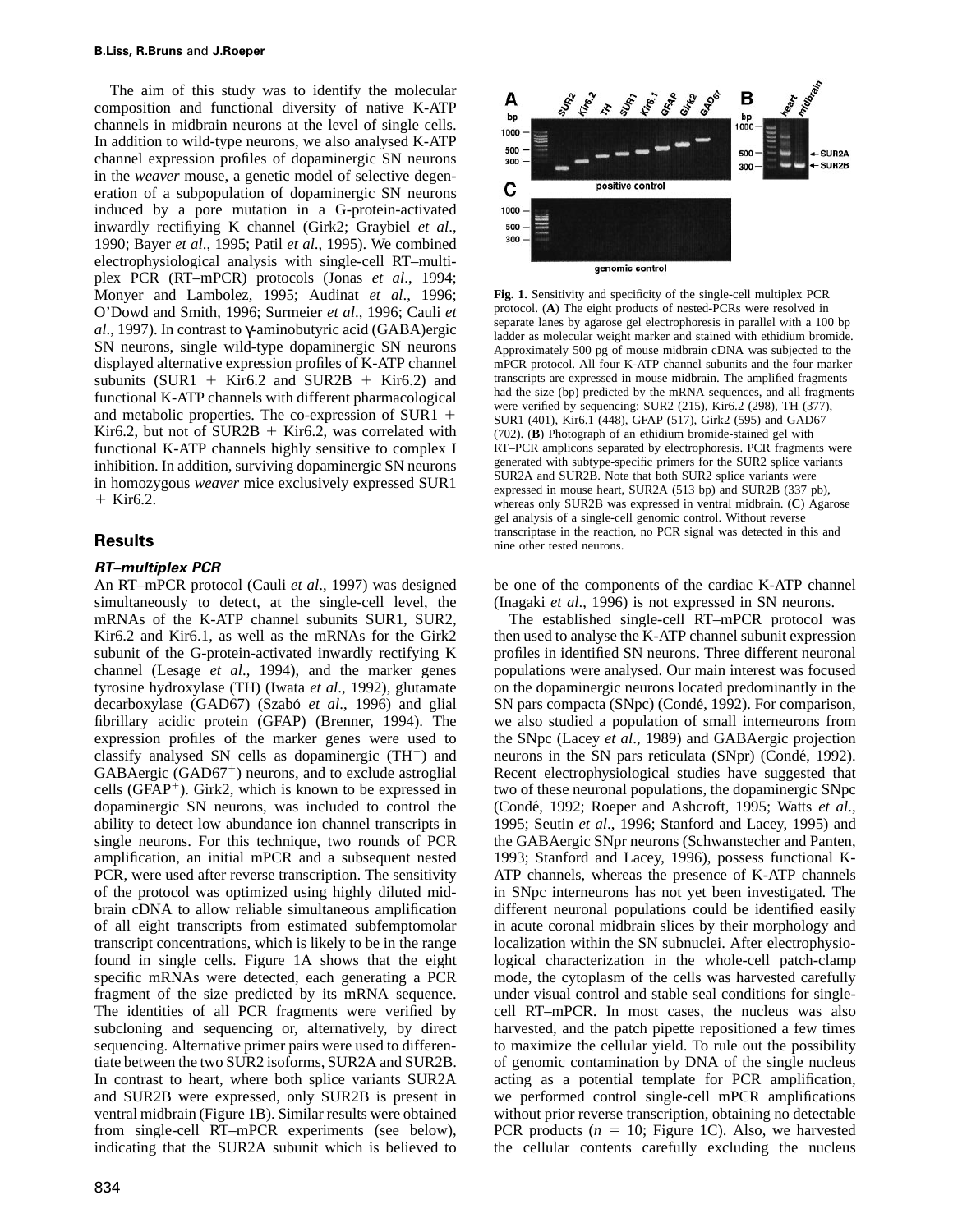The aim of this study was to identify the molecular composition and functional diversity of native K-ATP channels in midbrain neurons at the level of single cells. In addition to wild-type neurons, we also analysed K-ATP channel expression profiles of dopaminergic SN neurons in the *weaver* mouse, a genetic model of selective degeneration of a subpopulation of dopaminergic SN neurons induced by a pore mutation in a G-protein-activated inwardly rectifiying K channel (Girk2; Graybiel *et al*., 1990; Bayer *et al*., 1995; Patil *et al*., 1995). We combined electrophysiological analysis with single-cell RT–multiplex PCR (RT–mPCR) protocols (Jonas *et al*., 1994; Monyer and Lambolez, 1995; Audinat *et al*., 1996; O'Dowd and Smith, 1996; Surmeier *et al*., 1996; Cauli *et al*., 1997). In contrast to γ-aminobutyric acid (GABA)ergic SN neurons, single wild-type dopaminergic SN neurons displayed alternative expression profiles of K-ATP channel subunits (SUR1 + Kir6.2 and SUR2B + Kir6.2) and functional K-ATP channels with different pharmacological and metabolic properties. The co-expression of SUR1 + Kir6.2, but not of SUR2B + Kir6.2, was correlated with functional K-ATP channels highly sensitive to complex I inhibition. In addition, surviving dopaminergic SN neurons in homozygous *weaver* mice exclusively expressed SUR1 + Kir6.2.

## Results

### *RT–multiplex PCR*

An RT–mPCR protocol (Cauli *et al*., 1997) was designed simultaneously to detect, at the single-cell level, the mRNAs of the K-ATP channel subunits SUR1, SUR2, Kir6.2 and Kir6.1, as well as the mRNAs for the Girk2 subunit of the G-protein-activated inwardly rectifying K channel (Lesage *et al*., 1994), and the marker genes tyrosine hydroxylase (TH) (Iwata *et al*., 1992), glutamate decarboxylase (GAD67) (Szabó *et al*., 1996) and glial fibrillary acidic protein (GFAP) (Brenner, 1994). The expression profiles of the marker genes were used to classify analysed SN cells as dopaminergic ($TH^+$) and GABAergic ($GAD67^+$) neurons, and to exclude astroglial cells ($GFAP^+$). Girk2, which is known to be expressed in dopaminergic SN neurons, was included to control the ability to detect low abundance ion channel transcripts in single neurons. For this technique, two rounds of PCR amplification, an initial mPCR and a subsequent nested PCR, were used after reverse transcription. The sensitivity of the protocol was optimized using highly diluted midbrain cDNA to allow reliable simultaneous amplification of all eight transcripts from estimated subfemptomolar transcript concentrations, which is likely to be in the range found in single cells. Figure 1A shows that the eight specific mRNAs were detected, each generating a PCR fragment of the size predicted by its mRNA sequence. The identities of all PCR fragments were verified by subcloning and sequencing or, alternatively, by direct sequencing. Alternative primer pairs were used to differentiate between the two SUR2 isoforms, SUR2A and SUR2B. In contrast to heart, where both splice variants SUR2A and SUR2B were expressed, only SUR2B is present in ventral midbrain (Figure 1B). Similar results were obtained from single-cell RT–mPCR experiments (see below), indicating that the SUR2A subunit which is believed to be one of the components of the cardiac K-ATP channel (Inagaki *et al*., 1996) is not expressed in SN neurons.

A
bp
1000 —
500 —
300 —
SUR2 Kir6.2 TH SUR1 Kir6.1 GFAP Girk2 GAD67
positive control

B
bp
1000 —
500 —
300 —
heart midbrain
← SUR2A
← SUR2B

C
1000 —
500 —
300 —
genomic control

**Fig. 1.** Sensitivity and specificity of the single-cell multiplex PCR protocol. (**A**) The eight products of nested-PCRs were resolved in separate lanes by agarose gel electrophoresis in parallel with a 100 bp ladder as molecular weight marker and stained with ethidium bromide. Approximately 500 pg of mouse midbrain cDNA was subjected to the mPCR protocol. All four K-ATP channel subunits and the four marker transcripts are expressed in mouse midbrain. The amplified fragments had the size (bp) predicted by the mRNA sequences, and all fragments were verified by sequencing: SUR2 (215), Kir6.2 (298), TH (377), SUR1 (401), Kir6.1 (448), GFAP (517), Girk2 (595) and GAD67 (702). (**B**) Photograph of an ethidium bromide-stained gel with RT–PCR amplicons separated by electrophoresis. PCR fragments were generated with subtype-specific primers for the SUR2 splice variants SUR2A and SUR2B. Note that both SUR2 splice variants were expressed in mouse heart, SUR2A (513 bp) and SUR2B (337 pb), whereas only SUR2B was expressed in ventral midbrain. (**C**) Agarose gel analysis of a single-cell genomic control. Without reverse transcriptase in the reaction, no PCR signal was detected in this and nine other tested neurons.

The established single-cell RT–mPCR protocol was then used to analyse the K-ATP channel subunit expression profiles in identified SN neurons. Three different neuronal populations were analysed. Our main interest was focused on the dopaminergic neurons located predominantly in the SN pars compacta (SNpc) (Condé, 1992). For comparison, we also studied a population of small interneurons from the SNpc (Lacey *et al*., 1989) and GABAergic projection neurons in the SN pars reticulata (SNpr) (Condé, 1992). Recent electrophysiological studies have suggested that two of these neuronal populations, the dopaminergic SNpc (Condé, 1992; Roeper and Ashcroft, 1995; Watts *et al*., 1995; Seutin *et al*., 1996; Stanford and Lacey, 1995) and the GABAergic SNpr neurons (Schwanstecher and Panten, 1993; Stanford and Lacey, 1996), possess functional K-ATP channels, whereas the presence of K-ATP channels in SNpc interneurons has not yet been investigated. The different neuronal populations could be identified easily in acute coronal midbrain slices by their morphology and localization within the SN subnuclei. After electrophysiological characterization in the whole-cell patch-clamp mode, the cytoplasm of the cells was harvested carefully under visual control and stable seal conditions for single-cell RT–mPCR. In most cases, the nucleus was also harvested, and the patch pipette repositioned a few times to maximize the cellular yield. To rule out the possibility of genomic contamination by DNA of the single nucleus acting as a potential template for PCR amplification, we performed control single-cell mPCR amplifications without prior reverse transcription, obtaining no detectable PCR products ($n = 10$; Figure 1C). Also, we harvested the cellular contents carefully excluding the nucleus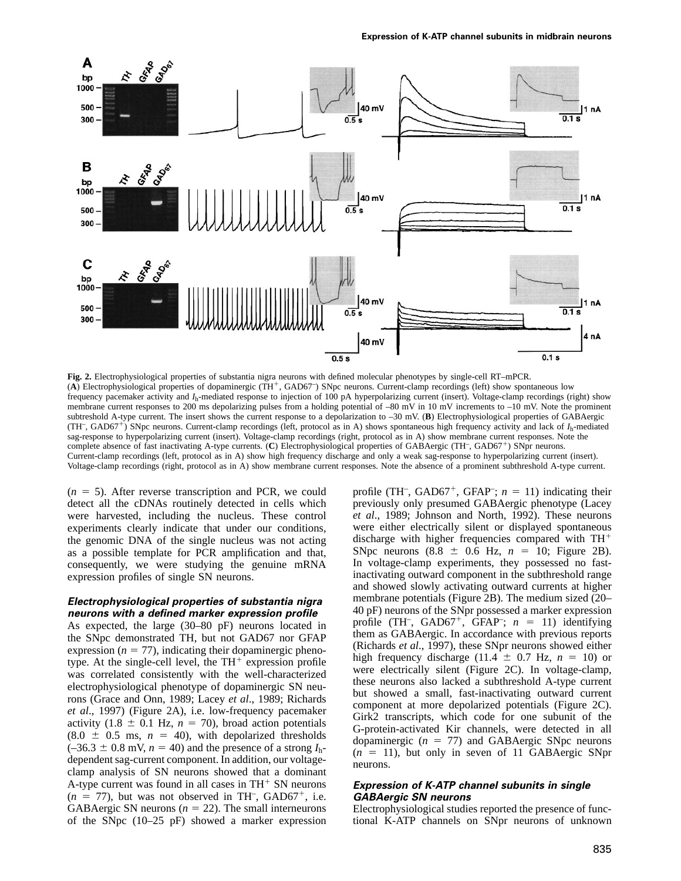A
bp
1000 –
500 –
300 –
TH GFAP GAD67
40 mV
0.5 s
1 nA
0.1 s

B
bp
1000 –
500 –
300 –
TH GFAP GAD67
40 mV
0.5 s
1 nA
0.1 s

C
bp
1000 –
500 –
300 –
TH GFAP GAD67
40 mV
0.5 s
1 nA
0.1 s
40 mV
0.5 s
4 nA
0.1 s

**Fig. 2.** Electrophysiological properties of substantia nigra neurons with defined molecular phenotypes by single-cell RT–mPCR. (**A**) Electrophysiological properties of dopaminergic ($TH^+$, $GAD67^-$) SNpc neurons. Current-clamp recordings (left) show spontaneous low frequency pacemaker activity and $I_h$-mediated response to injection of 100 pA hyperpolarizing current (insert). Voltage-clamp recordings (right) show membrane current responses to 200 ms depolarizing pulses from a holding potential of –80 mV in 10 mV increments to –10 mV. Note the prominent subthreshold A-type current. The insert shows the current response to a depolarization to –30 mV. (**B**) Electrophysiological properties of GABAergic ($TH^-$, $GAD67^+$) SNpc neurons. Current-clamp recordings (left, protocol as in A) shows spontaneous high frequency activity and lack of $I_h$-mediated sag-response to hyperpolarizing current (insert). Voltage-clamp recordings (right, protocol as in A) show membrane current responses. Note the complete absence of fast inactivating A-type currents. (**C**) Electrophysiological properties of GABAergic ($TH^-$, $GAD67^+$) SNpr neurons. Current-clamp recordings (left, protocol as in A) show high frequency discharge and only a weak sag-response to hyperpolarizing current (insert). Voltage-clamp recordings (right, protocol as in A) show membrane current responses. Note the absence of a prominent subthreshold A-type current.

($n = 5$). After reverse transcription and PCR, we could detect all the cDNAs routinely detected in cells which were harvested, including the nucleus. These control experiments clearly indicate that under our conditions, the genomic DNA of the single nucleus was not acting as a possible template for PCR amplification and that, consequently, we were studying the genuine mRNA expression profiles of single SN neurons.

### *Electrophysiological properties of substantia nigra neurons with a defined marker expression profile*

As expected, the large (30–80 pF) neurons located in the SNpc demonstrated TH, but not GAD67 nor GFAP expression ($n = 77$), indicating their dopaminergic phenotype. At the single-cell level, the $TH^+$ expression profile was correlated consistently with the well-characterized electrophysiological phenotype of dopaminergic SN neurons (Grace and Onn, 1989; Lacey *et al*., 1989; Richards *et al*., 1997) (Figure 2A), i.e. low-frequency pacemaker activity ($1.8 \pm 0.1$ Hz, $n = 70$), broad action potentials ($8.0 \pm 0.5$ ms, $n = 40$), with depolarized thresholds ($-36.3 \pm 0.8$ mV, $n = 40$) and the presence of a strong $I_h$-dependent sag-current component. In addition, our voltage-clamp analysis of SN neurons showed that a dominant A-type current was found in all cases in $TH^+$ SN neurons ($n = 77$), but was not observed in $TH^-$, $GAD67^+$, i.e. GABAergic SN neurons ($n = 22$). The small interneurons of the SNpc (10–25 pF) showed a marker expression profile ($TH^-$, $GAD67^+$, $GFAP^-$; $n = 11$) indicating their previously only presumed GABAergic phenotype (Lacey *et al*., 1989; Johnson and North, 1992). These neurons were either electrically silent or displayed spontaneous discharge with higher frequencies compared with $TH^+$ SNpc neurons ($8.8 \pm 0.6$ Hz, $n = 10$; Figure 2B). In voltage-clamp experiments, they possessed no fast-inactivating outward component in the subthreshold range and showed slowly activating outward currents at higher membrane potentials (Figure 2B). The medium sized (20–40 pF) neurons of the SNpr possessed a marker expression profile ($TH^-$, $GAD67^+$, $GFAP^-$; $n = 11$) identifying them as GABAergic. In accordance with previous reports (Richards *et al*., 1997), these SNpr neurons showed either high frequency discharge ($11.4 \pm 0.7$ Hz, $n = 10$) or were electrically silent (Figure 2C). In voltage-clamp, these neurons also lacked a subthreshold A-type current but showed a small, fast-inactivating outward current component at more depolarized potentials (Figure 2C). Girk2 transcripts, which code for one subunit of the G-protein-activated Kir channels, were detected in all dopaminergic ($n = 77$) and GABAergic SNpc neurons ($n = 11$), but only in seven of 11 GABAergic SNpr neurons.

### *Expression of K-ATP channel subunits in single GABAergic SN neurons*

Electrophysiological studies reported the presence of functional K-ATP channels on SNpr neurons of unknown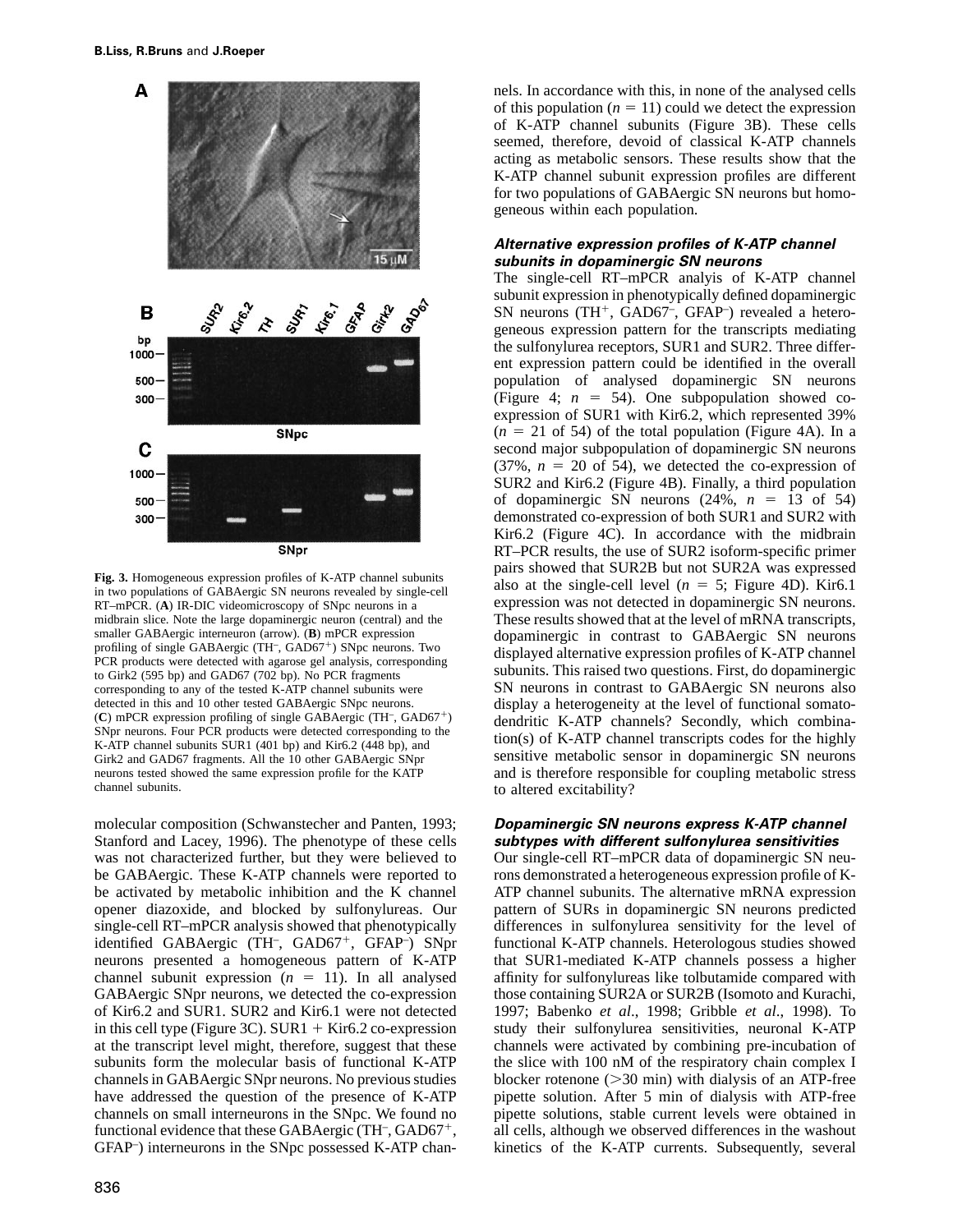**Fig. 3.** Homogeneous expression profiles of K-ATP channel subunits in two populations of GABAergic SN neurons revealed by single-cell RT–mPCR. (**A**) IR-DIC videomicroscopy of SNpc neurons in a midbrain slice. Note the large dopaminergic neuron (central) and the smaller GABAergic interneuron (arrow). (**B**) mPCR expression profiling of single GABAergic (TH⁻, GAD67⁺) SNpc neurons. Two PCR products were detected with agarose gel analysis, corresponding to Girk2 (595 bp) and GAD67 (702 bp). No PCR fragments corresponding to any of the tested K-ATP channel subunits were detected in this and 10 other tested GABAergic SNpc neurons. (**C**) mPCR expression profiling of single GABAergic (TH⁻, GAD67⁺) SNpr neurons. Four PCR products were detected corresponding to the K-ATP channel subunits SUR1 (401 bp) and Kir6.2 (448 bp), and Girk2 and GAD67 fragments. All the 10 other GABAergic SNpr neurons tested showed the same expression profile for the KATP channel subunits.

molecular composition (Schwanstecher and Panten, 1993; Stanford and Lacey, 1996). The phenotype of these cells was not characterized further, but they were believed to be GABAergic. These K-ATP channels were reported to be activated by metabolic inhibition and the K channel opener diazoxide, and blocked by sulfonylureas. Our single-cell RT–mPCR analysis showed that phenotypically identified GABAergic (TH⁻, GAD67⁺, GFAP⁻) SNpr neurons presented a homogeneous pattern of K-ATP channel subunit expression ($n = 11$). In all analysed GABAergic SNpr neurons, we detected the co-expression of Kir6.2 and SUR1. SUR2 and Kir6.1 were not detected in this cell type (Figure 3C). SUR1 + Kir6.2 co-expression at the transcript level might, therefore, suggest that these subunits form the molecular basis of functional K-ATP channels in GABAergic SNpr neurons. No previous studies have addressed the question of the presence of K-ATP channels on small interneurons in the SNpc. We found no functional evidence that these GABAergic (TH⁻, GAD67⁺, GFAP⁻) interneurons in the SNpc possessed K-ATP channels. In accordance with this, in none of the analysed cells of this population ($n = 11$) could we detect the expression of K-ATP channel subunits (Figure 3B). These cells seemed, therefore, devoid of classical K-ATP channels acting as metabolic sensors. These results show that the K-ATP channel subunit expression profiles are different for two populations of GABAergic SN neurons but homogeneous within each population.

### Alternative expression profiles of K-ATP channel subunits in dopaminergic SN neurons

The single-cell RT–mPCR analyis of K-ATP channel subunit expression in phenotypically defined dopaminergic SN neurons (TH⁺, GAD67⁻, GFAP⁻) revealed a heterogeneous expression pattern for the transcripts mediating the sulfonylurea receptors, SUR1 and SUR2. Three different expression pattern could be identified in the overall population of analysed dopaminergic SN neurons (Figure 4; $n = 54$). One subpopulation showed co-expression of SUR1 with Kir6.2, which represented 39% ($n = 21$ of 54) of the total population (Figure 4A). In a second major subpopulation of dopaminergic SN neurons (37%, $n = 20$ of 54), we detected the co-expression of SUR2 and Kir6.2 (Figure 4B). Finally, a third population of dopaminergic SN neurons (24%, $n = 13$ of 54) demonstrated co-expression of both SUR1 and SUR2 with Kir6.2 (Figure 4C). In accordance with the midbrain RT–PCR results, the use of SUR2 isoform-specific primer pairs showed that SUR2B but not SUR2A was expressed also at the single-cell level ($n = 5$; Figure 4D). Kir6.1 expression was not detected in dopaminergic SN neurons. These results showed that at the level of mRNA transcripts, dopaminergic in contrast to GABAergic SN neurons displayed alternative expression profiles of K-ATP channel subunits. This raised two questions. First, do dopaminergic SN neurons in contrast to GABAergic SN neurons also display a heterogeneity at the level of functional somatodendritic K-ATP channels? Secondly, which combination(s) of K-ATP channel transcripts codes for the highly sensitive metabolic sensor in dopaminergic SN neurons and is therefore responsible for coupling metabolic stress to altered excitability?

### Dopaminergic SN neurons express K-ATP channel subtypes with different sulfonylurea sensitivities

Our single-cell RT–mPCR data of dopaminergic SN neurons demonstrated a heterogeneous expression profile of K-ATP channel subunits. The alternative mRNA expression pattern of SURs in dopaminergic SN neurons predicted differences in sulfonylurea sensitivity for the level of functional K-ATP channels. Heterologous studies showed that SUR1-mediated K-ATP channels possess a higher affinity for sulfonylureas like tolbutamide compared with those containing SUR2A or SUR2B (Isomoto and Kurachi, 1997; Babenko *et al*., 1998; Gribble *et al*., 1998). To study their sulfonylurea sensitivities, neuronal K-ATP channels were activated by combining pre-incubation of the slice with 100 nM of the respiratory chain complex I blocker rotenone (>30 min) with dialysis of an ATP-free pipette solution. After 5 min of dialysis with ATP-free pipette solutions, stable current levels were obtained in all cells, although we observed differences in the washout kinetics of the K-ATP currents. Subsequently, several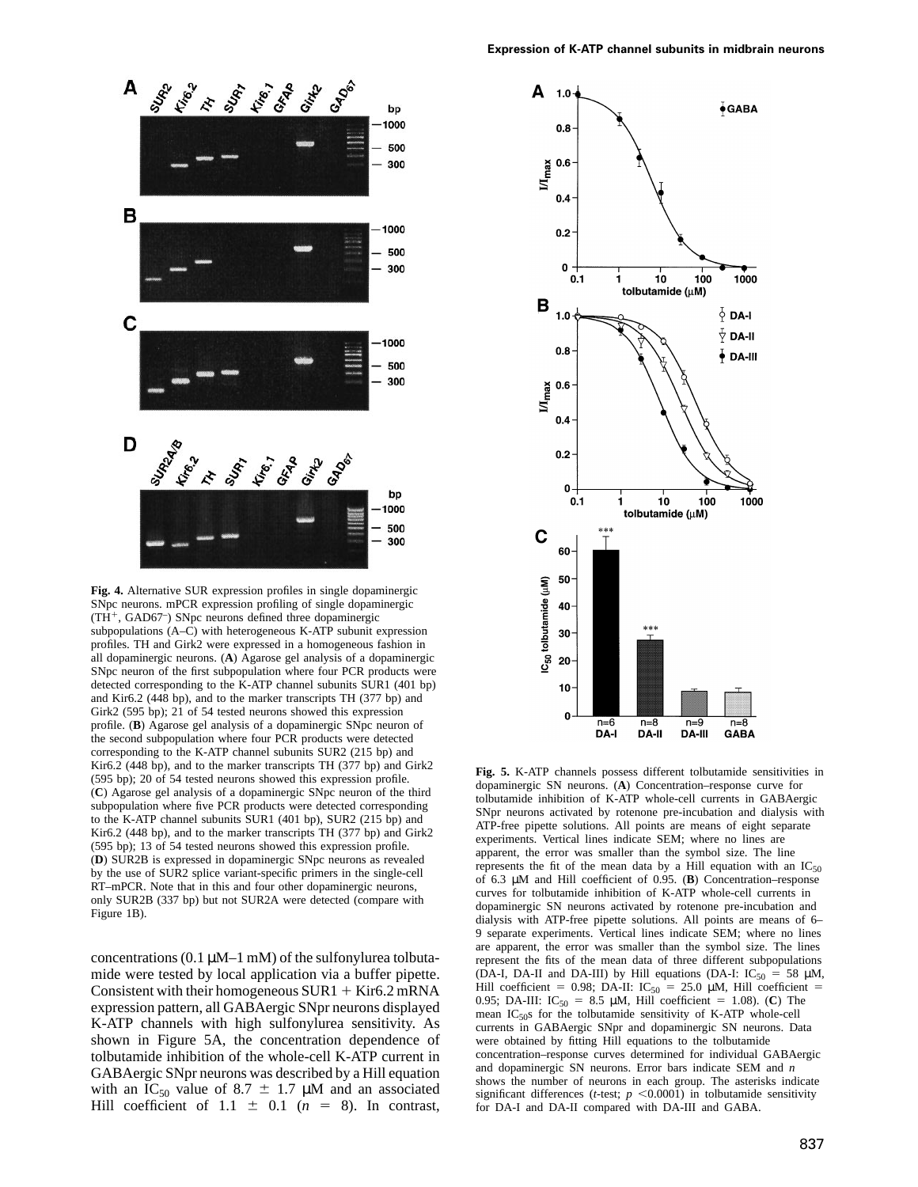A

SUR2 Kir6.2 TH SUR1 Kir6.1 GFAP Girk2 GAD67

bp

—1000

— 500

— 300

B

—1000

— 500

— 300

C

—1000

— 500

— 300

D

SUR2A/B Kir6.2 TH SUR1 Kir6.1 GFAP Girk2 GAD67

bp

—1000

— 500

— 300

**Fig. 4.** Alternative SUR expression profiles in single dopaminergic SNpc neurons. mPCR expression profiling of single dopaminergic ($TH^{+}$, $GAD67^{-}$) SNpc neurons defined three dopaminergic subpopulations (A–C) with heterogeneous K-ATP subunit expression profiles. TH and Girk2 were expressed in a homogeneous fashion in all dopaminergic neurons. (**A**) Agarose gel analysis of a dopaminergic SNpc neuron of the first subpopulation where four PCR products were detected corresponding to the K-ATP channel subunits SUR1 (401 bp) and Kir6.2 (448 bp), and to the marker transcripts TH (377 bp) and Girk2 (595 bp); 21 of 54 tested neurons showed this expression profile. (**B**) Agarose gel analysis of a dopaminergic SNpc neuron of the second subpopulation where four PCR products were detected corresponding to the K-ATP channel subunits SUR2 (215 bp) and Kir6.2 (448 bp), and to the marker transcripts TH (377 bp) and Girk2 (595 bp); 20 of 54 tested neurons showed this expression profile. (**C**) Agarose gel analysis of a dopaminergic SNpc neuron of the third subpopulation where five PCR products were detected corresponding to the K-ATP channel subunits SUR1 (401 bp), SUR2 (215 bp) and Kir6.2 (448 bp), and to the marker transcripts TH (377 bp) and Girk2 (595 bp); 13 of 54 tested neurons showed this expression profile. (**D**) SUR2B is expressed in dopaminergic SNpc neurons as revealed by the use of SUR2 splice variant-specific primers in the single-cell RT–mPCR. Note that in this and four other dopaminergic neurons, only SUR2B (337 bp) but not SUR2A were detected (compare with Figure 1B).

A

1.0

0.8

0.6

0.4

0.2

0

$I/I_{max}$

GABA

0.1 1 10 100 1000

tolbutamide (μM)

B

1.0

0.8

0.6

0.4

0.2

0

$I/I_{max}$

DA-I

DA-II

DA-III

0.1 1 10 100 1000

tolbutamide (μM)

C

$IC_{50}$ tolbutamide (μM)

60

50

40

30

20

10

0

***

***

n=6 DA-I

n=8 DA-II

n=9 DA-III

n=8 GABA

**Fig. 5.** K-ATP channels possess different tolbutamide sensitivities in dopaminergic SN neurons. (**A**) Concentration–response curve for tolbutamide inhibition of K-ATP whole-cell currents in GABAergic SNpr neurons activated by rotenone pre-incubation and dialysis with ATP-free pipette solutions. All points are means of eight separate experiments. Vertical lines indicate SEM; where no lines are apparent, the error was smaller than the symbol size. The line represents the fit of the mean data by a Hill equation with an $IC_{50}$ of 6.3 μM and Hill coefficient of 0.95. (**B**) Concentration–response curves for tolbutamide inhibition of K-ATP whole-cell currents in dopaminergic SN neurons activated by rotenone pre-incubation and dialysis with ATP-free pipette solutions. All points are means of 6–9 separate experiments. Vertical lines indicate SEM; where no lines are apparent, the error was smaller than the symbol size. The lines represent the fits of the mean data of three different subpopulations (DA-I, DA-II and DA-III) by Hill equations (DA-I: $IC_{50}$ = 58 μM, Hill coefficient = 0.98; DA-II: $IC_{50}$ = 25.0 μM, Hill coefficient = 0.95; DA-III: $IC_{50}$ = 8.5 μM, Hill coefficient = 1.08). (**C**) The mean $IC_{50}$s for the tolbutamide sensitivity of K-ATP whole-cell currents in GABAergic SNpr and dopaminergic SN neurons. Data were obtained by fitting Hill equations to the tolbutamide concentration–response curves determined for individual GABAergic and dopaminergic SN neurons. Error bars indicate SEM and *n* shows the number of neurons in each group. The asterisks indicate significant differences (*t*-test; $p < 0.0001$) in tolbutamide sensitivity for DA-I and DA-II compared with DA-III and GABA.

concentrations (0.1 μM–1 mM) of the sulfonylurea tolbutamide were tested by local application via a buffer pipette. Consistent with their homogeneous SUR1 + Kir6.2 mRNA expression pattern, all GABAergic SNpr neurons displayed K-ATP channels with high sulfonylurea sensitivity. As shown in Figure 5A, the concentration dependence of tolbutamide inhibition of the whole-cell K-ATP current in GABAergic SNpr neurons was described by a Hill equation with an $IC_{50}$ value of 8.7 ± 1.7 μM and an associated Hill coefficient of 1.1 ± 0.1 ($n$ = 8). In contrast,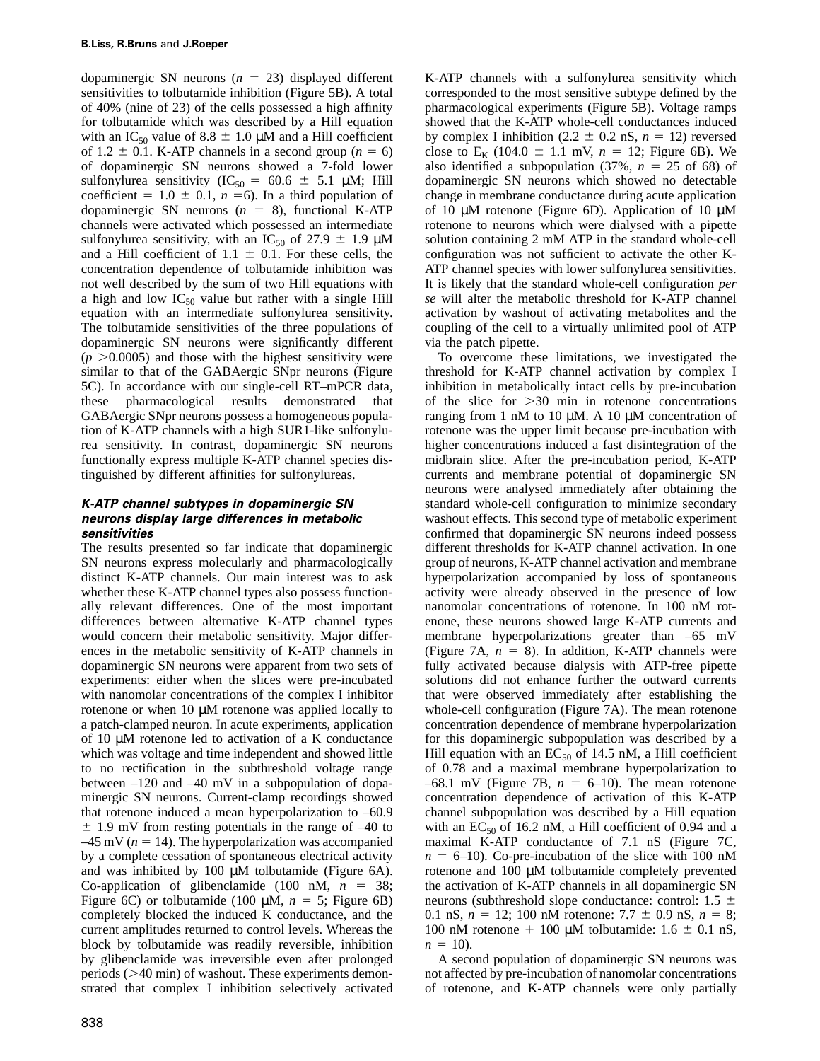dopaminergic SN neurons ($n = 23$) displayed different sensitivities to tolbutamide inhibition (Figure 5B). A total of 40% (nine of 23) of the cells possessed a high affinity for tolbutamide which was described by a Hill equation with an $IC_{50}$ value of $8.8 \pm 1.0$ μM and a Hill coefficient of $1.2 \pm 0.1$. K-ATP channels in a second group ($n = 6$) of dopaminergic SN neurons showed a 7-fold lower sulfonylurea sensitivity ($IC_{50} = 60.6 \pm 5.1$ μM; Hill coefficient $= 1.0 \pm 0.1$, $n = 6$). In a third population of dopaminergic SN neurons ($n = 8$), functional K-ATP channels were activated which possessed an intermediate sulfonylurea sensitivity, with an $IC_{50}$ of $27.9 \pm 1.9$ μM and a Hill coefficient of $1.1 \pm 0.1$. For these cells, the concentration dependence of tolbutamide inhibition was not well described by the sum of two Hill equations with a high and low $IC_{50}$ value but rather with a single Hill equation with an intermediate sulfonylurea sensitivity. The tolbutamide sensitivities of the three populations of dopaminergic SN neurons were significantly different ($p > 0.0005$) and those with the highest sensitivity were similar to that of the GABAergic SNpr neurons (Figure 5C). In accordance with our single-cell RT–mPCR data, these pharmacological results demonstrated that GABAergic SNpr neurons possess a homogeneous population of K-ATP channels with a high SUR1-like sulfonylurea sensitivity. In contrast, dopaminergic SN neurons functionally express multiple K-ATP channel species distinguished by different affinities for sulfonylureas.

### K-ATP channel subtypes in dopaminergic SN neurons display large differences in metabolic sensitivities

The results presented so far indicate that dopaminergic SN neurons express molecularly and pharmacologically distinct K-ATP channels. Our main interest was to ask whether these K-ATP channel types also possess functionally relevant differences. One of the most important differences between alternative K-ATP channel types would concern their metabolic sensitivity. Major differences in the metabolic sensitivity of K-ATP channels in dopaminergic SN neurons were apparent from two sets of experiments: either when the slices were pre-incubated with nanomolar concentrations of the complex I inhibitor rotenone or when 10 μM rotenone was applied locally to a patch-clamped neuron. In acute experiments, application of 10 μM rotenone led to activation of a K conductance which was voltage and time independent and showed little to no rectification in the subthreshold voltage range between –120 and –40 mV in a subpopulation of dopaminergic SN neurons. Current-clamp recordings showed that rotenone induced a mean hyperpolarization to $-60.9 \pm 1.9$ mV from resting potentials in the range of –40 to –45 mV ($n = 14$). The hyperpolarization was accompanied by a complete cessation of spontaneous electrical activity and was inhibited by 100 μM tolbutamide (Figure 6A). Co-application of glibenclamide (100 nM, $n = 38$; Figure 6C) or tolbutamide (100 μM, $n = 5$; Figure 6B) completely blocked the induced K conductance, and the current amplitudes returned to control levels. Whereas the block by tolbutamide was readily reversible, inhibition by glibenclamide was irreversible even after prolonged periods (>40 min) of washout. These experiments demonstrated that complex I inhibition selectively activated K-ATP channels with a sulfonylurea sensitivity which corresponded to the most sensitive subtype defined by the pharmacological experiments (Figure 5B). Voltage ramps showed that the K-ATP whole-cell conductances induced by complex I inhibition ($2.2 \pm 0.2$ nS, $n = 12$) reversed close to $E_K$ ($104.0 \pm 1.1$ mV, $n = 12$; Figure 6B). We also identified a subpopulation (37%, $n = 25$ of 68) of dopaminergic SN neurons which showed no detectable change in membrane conductance during acute application of 10 μM rotenone (Figure 6D). Application of 10 μM rotenone to neurons which were dialysed with a pipette solution containing 2 mM ATP in the standard whole-cell configuration was not sufficient to activate the other K-ATP channel species with lower sulfonylurea sensitivities. It is likely that the standard whole-cell configuration *per se* will alter the metabolic threshold for K-ATP channel activation by washout of activating metabolites and the coupling of the cell to a virtually unlimited pool of ATP via the patch pipette.

To overcome these limitations, we investigated the threshold for K-ATP channel activation by complex I inhibition in metabolically intact cells by pre-incubation of the slice for >30 min in rotenone concentrations ranging from 1 nM to 10 μM. A 10 μM concentration of rotenone was the upper limit because pre-incubation with higher concentrations induced a fast disintegration of the midbrain slice. After the pre-incubation period, K-ATP currents and membrane potential of dopaminergic SN neurons were analysed immediately after obtaining the standard whole-cell configuration to minimize secondary washout effects. This second type of metabolic experiment confirmed that dopaminergic SN neurons indeed possess different thresholds for K-ATP channel activation. In one group of neurons, K-ATP channel activation and membrane hyperpolarization accompanied by loss of spontaneous activity were already observed in the presence of low nanomolar concentrations of rotenone. In 100 nM rotenone, these neurons showed large K-ATP currents and membrane hyperpolarizations greater than –65 mV (Figure 7A, $n = 8$). In addition, K-ATP channels were fully activated because dialysis with ATP-free pipette solutions did not enhance further the outward currents that were observed immediately after establishing the whole-cell configuration (Figure 7A). The mean rotenone concentration dependence of membrane hyperpolarization for this dopaminergic subpopulation was described by a Hill equation with an $EC_{50}$ of 14.5 nM, a Hill coefficient of 0.78 and a maximal membrane hyperpolarization to –68.1 mV (Figure 7B, $n = 6$–10). The mean rotenone concentration dependence of activation of this K-ATP channel subpopulation was described by a Hill equation with an $EC_{50}$ of 16.2 nM, a Hill coefficient of 0.94 and a maximal K-ATP conductance of 7.1 nS (Figure 7C, $n = 6$–10). Co-pre-incubation of the slice with 100 nM rotenone and 100 μM tolbutamide completely prevented the activation of K-ATP channels in all dopaminergic SN neurons (subthreshold slope conductance: control: $1.5 \pm 0.1$ nS, $n = 12$; 100 nM rotenone: $7.7 \pm 0.9$ nS, $n = 8$; 100 nM rotenone + 100 μM tolbutamide: $1.6 \pm 0.1$ nS, $n = 10$).

A second population of dopaminergic SN neurons was not affected by pre-incubation of nanomolar concentrations of rotenone, and K-ATP channels were only partially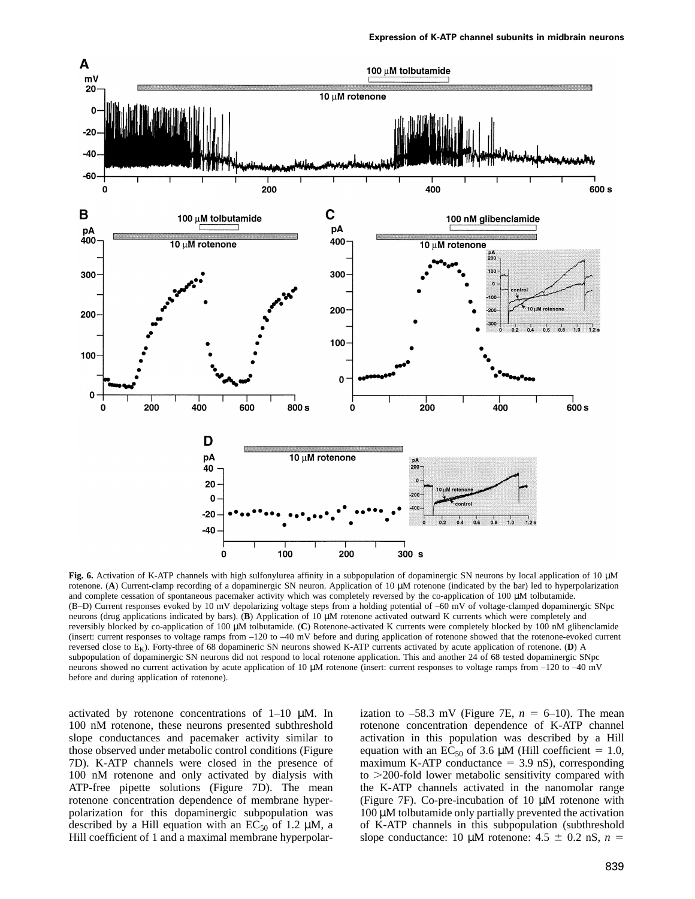A

100 μM tolbutamide

mV

20

10 μM rotenone

0

-20

-40

-60

0 200 400 600 s

B

100 μM tolbutamide

pA

400

10 μM rotenone

300

200

100

0

0 200 400 600 800 s

C

100 nM glibenclamide

pA

400

10 μM rotenone

300

200

100

0

0 200 400 600 s

pA 200 100 0 -100 -200 -300

control

10 μM rotenone

0 0.2 0.4 0.6 0.8 1.0 1.2 s

D

10 μM rotenone

pA

40

20

0

-20

-40

0 100 200 300 s

pA 200 0 -200 -400

10 μM rotenone

control

0 0.2 0.4 0.6 0.8 1.0 1.2 s

**Fig. 6.** Activation of K-ATP channels with high sulfonylurea affinity in a subpopulation of dopaminergic SN neurons by local application of 10 μM rotenone. (**A**) Current-clamp recording of a dopaminergic SN neuron. Application of 10 μM rotenone (indicated by the bar) led to hyperpolarization and complete cessation of spontaneous pacemaker activity which was completely reversed by the co-application of 100 μM tolbutamide. (B–D) Current responses evoked by 10 mV depolarizing voltage steps from a holding potential of –60 mV of voltage-clamped dopaminergic SNpc neurons (drug applications indicated by bars). (**B**) Application of 10 μM rotenone activated outward K currents which were completely and reversibly blocked by co-application of 100 μM tolbutamide. (**C**) Rotenone-activated K currents were completely blocked by 100 nM glibenclamide (insert: current responses to voltage ramps from –120 to –40 mV before and during application of rotenone showed that the rotenone-evoked current reversed close to $E_K$). Forty-three of 68 dopamineric SN neurons showed K-ATP currents activated by acute application of rotenone. (**D**) A subpopulation of dopaminergic SN neurons did not respond to local rotenone application. This and another 24 of 68 tested dopaminergic SNpc neurons showed no current activation by acute application of 10 μM rotenone (insert: current responses to voltage ramps from –120 to –40 mV before and during application of rotenone).

activated by rotenone concentrations of 1–10 μM. In 100 nM rotenone, these neurons presented subthreshold slope conductances and pacemaker activity similar to those observed under metabolic control conditions (Figure 7D). K-ATP channels were closed in the presence of 100 nM rotenone and only activated by dialysis with ATP-free pipette solutions (Figure 7D). The mean rotenone concentration dependence of membrane hyperpolarization for this dopaminergic subpopulation was described by a Hill equation with an $EC_{50}$ of 1.2 μM, a Hill coefficient of 1 and a maximal membrane hyperpolarization to –58.3 mV (Figure 7E, $n$ = 6–10). The mean rotenone concentration dependence of K-ATP channel activation in this population was described by a Hill equation with an $EC_{50}$ of 3.6 μM (Hill coefficient = 1.0, maximum K-ATP conductance = 3.9 nS), corresponding to >200-fold lower metabolic sensitivity compared with the K-ATP channels activated in the nanomolar range (Figure 7F). Co-pre-incubation of 10 μM rotenone with 100 μM tolbutamide only partially prevented the activation of K-ATP channels in this subpopulation (subthreshold slope conductance: 10 μM rotenone: 4.5 ± 0.2 nS, $n$ =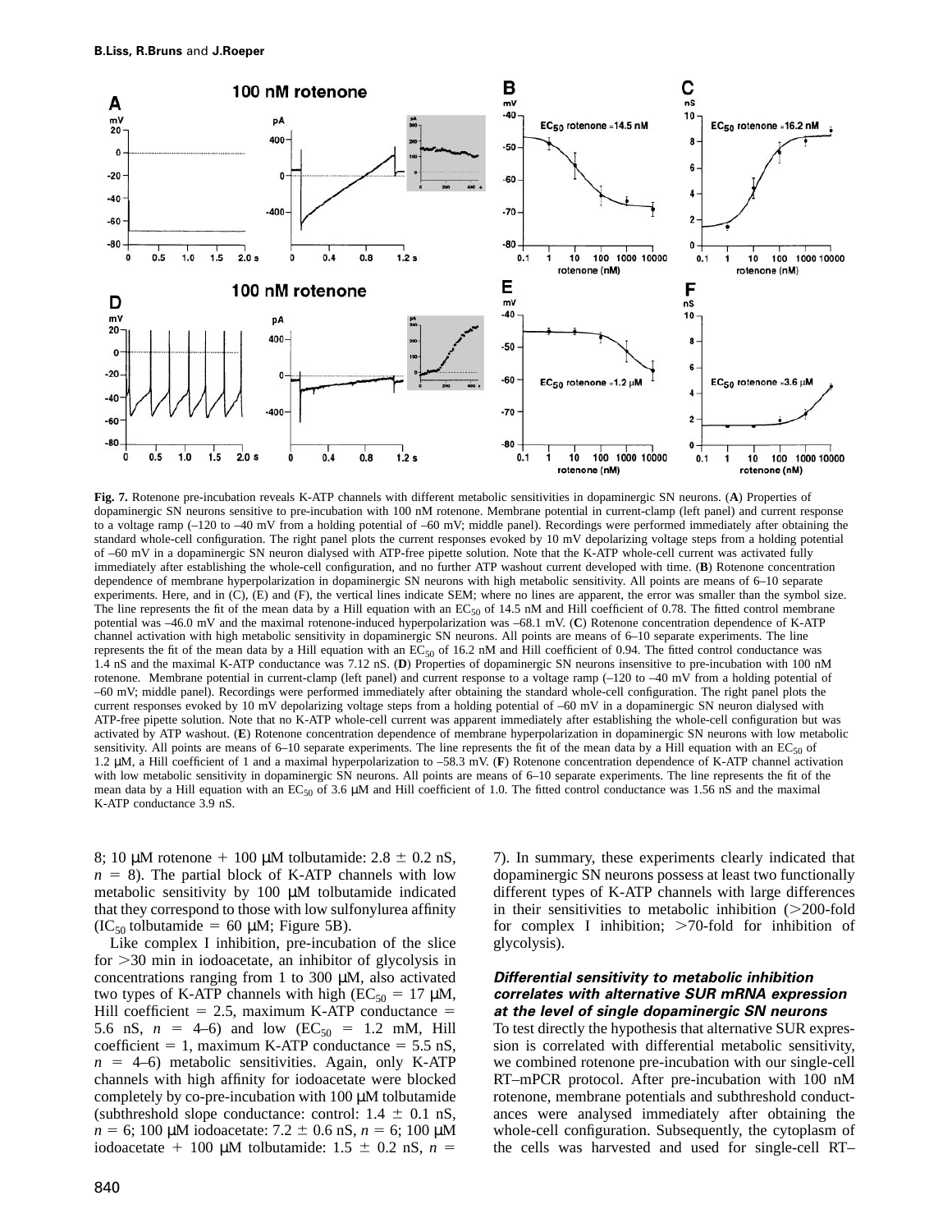100 nM rotenone

EC$_{50}$ rotenone =14.5 nM

EC$_{50}$ rotenone =16.2 nM

100 nM rotenone

EC$_{50}$ rotenone =1.2 μM

EC$_{50}$ rotenone =3.6 μM

rotenone (nM)

**Fig. 7.** Rotenone pre-incubation reveals K-ATP channels with different metabolic sensitivities in dopaminergic SN neurons. (**A**) Properties of dopaminergic SN neurons sensitive to pre-incubation with 100 nM rotenone. Membrane potential in current-clamp (left panel) and current response to a voltage ramp (–120 to –40 mV from a holding potential of –60 mV; middle panel). Recordings were performed immediately after obtaining the standard whole-cell configuration. The right panel plots the current responses evoked by 10 mV depolarizing voltage steps from a holding potential of –60 mV in a dopaminergic SN neuron dialysed with ATP-free pipette solution. Note that the K-ATP whole-cell current was activated fully immediately after establishing the whole-cell configuration, and no further ATP washout current developed with time. (**B**) Rotenone concentration dependence of membrane hyperpolarization in dopaminergic SN neurons with high metabolic sensitivity. All points are means of 6–10 separate experiments. Here, and in (C), (E) and (F), the vertical lines indicate SEM; where no lines are apparent, the error was smaller than the symbol size. The line represents the fit of the mean data by a Hill equation with an EC$_{50}$ of 14.5 nM and Hill coefficient of 0.78. The fitted control membrane potential was –46.0 mV and the maximal rotenone-induced hyperpolarization was –68.1 mV. (**C**) Rotenone concentration dependence of K-ATP channel activation with high metabolic sensitivity in dopaminergic SN neurons. All points are means of 6–10 separate experiments. The line represents the fit of the mean data by a Hill equation with an EC$_{50}$ of 16.2 nM and Hill coefficient of 0.94. The fitted control conductance was 1.4 nS and the maximal K-ATP conductance was 7.12 nS. (**D**) Properties of dopaminergic SN neurons insensitive to pre-incubation with 100 nM rotenone. Membrane potential in current-clamp (left panel) and current response to a voltage ramp (–120 to –40 mV from a holding potential of –60 mV; middle panel). Recordings were performed immediately after obtaining the standard whole-cell configuration. The right panel plots the current responses evoked by 10 mV depolarizing voltage steps from a holding potential of –60 mV in a dopaminergic SN neuron dialysed with ATP-free pipette solution. Note that no K-ATP whole-cell current was apparent immediately after establishing the whole-cell configuration but was activated by ATP washout. (**E**) Rotenone concentration dependence of membrane hyperpolarization in dopaminergic SN neurons with low metabolic sensitivity. All points are means of 6–10 separate experiments. The line represents the fit of the mean data by a Hill equation with an EC$_{50}$ of 1.2 μM, a Hill coefficient of 1 and a maximal hyperpolarization to –58.3 mV. (**F**) Rotenone concentration dependence of K-ATP channel activation with low metabolic sensitivity in dopaminergic SN neurons. All points are means of 6–10 separate experiments. The line represents the fit of the mean data by a Hill equation with an EC$_{50}$ of 3.6 μM and Hill coefficient of 1.0. The fitted control conductance was 1.56 nS and the maximal K-ATP conductance 3.9 nS.

8; 10 μM rotenone + 100 μM tolbutamide: 2.8 ± 0.2 nS, $n$ = 8). The partial block of K-ATP channels with low metabolic sensitivity by 100 μM tolbutamide indicated that they correspond to those with low sulfonylurea affinity (IC$_{50}$ tolbutamide = 60 μM; Figure 5B).

Like complex I inhibition, pre-incubation of the slice for >30 min in iodoacetate, an inhibitor of glycolysis in concentrations ranging from 1 to 300 μM, also activated two types of K-ATP channels with high (EC$_{50}$ = 17 μM, Hill coefficient = 2.5, maximum K-ATP conductance = 5.6 nS, $n$ = 4–6) and low (EC$_{50}$ = 1.2 mM, Hill coefficient = 1, maximum K-ATP conductance = 5.5 nS, $n$ = 4–6) metabolic sensitivities. Again, only K-ATP channels with high affinity for iodoacetate were blocked completely by co-pre-incubation with 100 μM tolbutamide (subthreshold slope conductance: control: 1.4 ± 0.1 nS, $n$ = 6; 100 μM iodoacetate: 7.2 ± 0.6 nS, $n$ = 6; 100 μM iodoacetate + 100 μM tolbutamide: 1.5 ± 0.2 nS, $n$ = 7). In summary, these experiments clearly indicated that dopaminergic SN neurons possess at least two functionally different types of K-ATP channels with large differences in their sensitivities to metabolic inhibition (>200-fold for complex I inhibition; >70-fold for inhibition of glycolysis).

### *Differential sensitivity to metabolic inhibition correlates with alternative SUR mRNA expression at the level of single dopaminergic SN neurons*

To test directly the hypothesis that alternative SUR expression is correlated with differential metabolic sensitivity, we combined rotenone pre-incubation with our single-cell RT–mPCR protocol. After pre-incubation with 100 nM rotenone, membrane potentials and subthreshold conductances were analysed immediately after obtaining the whole-cell configuration. Subsequently, the cytoplasm of the cells was harvested and used for single-cell RT–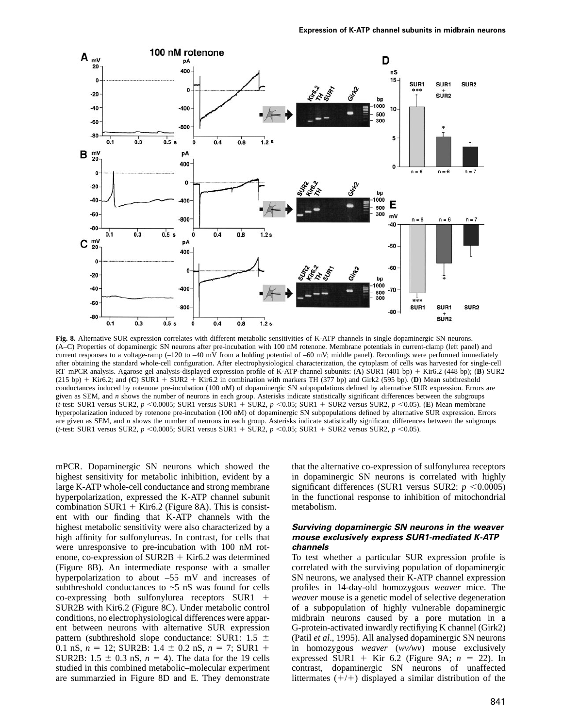A mV 100 nM rotenone pA

B mV pA

C mV pA

D nS SUR1 *** SUR1 + SUR2 * SUR2 n = 6 n = 6 n = 7

E mV n = 6 n = 6 n = 7 *** * SUR1 SUR1 + SUR2 SUR2

Kir6.2 TH SUR1 Girk2 bp 1000 500 300

SUR2 Kir6.2 TH Girk2 bp 1000 500 300

SUR2 Kir6.2 TH SUR1 Girk2 bp 1000 500 300

**Fig. 8.** Alternative SUR expression correlates with different metabolic sensitivities of K-ATP channels in single dopaminergic SN neurons. (A–C) Properties of dopaminergic SN neurons after pre-incubation with 100 nM rotenone. Membrane potentials in current-clamp (left panel) and current responses to a voltage-ramp (–120 to –40 mV from a holding potential of –60 mV; middle panel). Recordings were performed immediately after obtaining the standard whole-cell configuration. After electrophysiological characterization, the cytoplasm of cells was harvested for single-cell RT–mPCR analysis. Agarose gel analysis-displayed expression profile of K-ATP-channel subunits: (**A**) SUR1 (401 bp) + Kir6.2 (448 bp); (**B**) SUR2 (215 bp) + Kir6.2; and (**C**) SUR1 + SUR2 + Kir6.2 in combination with markers TH (377 bp) and Girk2 (595 bp). (**D**) Mean subthreshold conductances induced by rotenone pre-incubation (100 nM) of dopaminergic SN subpopulations defined by alternative SUR expression. Errors are given as SEM, and *n* shows the number of neurons in each group. Asterisks indicate statistically significant differences between the subgroups (*t*-test: SUR1 versus SUR2, $p < 0.0005$; SUR1 versus SUR1 + SUR2, $p < 0.05$; SUR1 + SUR2 versus SUR2, $p < 0.05$). (**E**) Mean membrane hyperpolarization induced by rotenone pre-incubation (100 nM) of dopaminergic SN subpopulations defined by alternative SUR expression. Errors are given as SEM, and *n* shows the number of neurons in each group. Asterisks indicate statistically significant differences between the subgroups (*t*-test: SUR1 versus SUR2, $p < 0.0005$; SUR1 versus SUR1 + SUR2, $p < 0.05$; SUR1 + SUR2 versus SUR2, $p < 0.05$).

mPCR. Dopaminergic SN neurons which showed the highest sensitivity for metabolic inhibition, evident by a large K-ATP whole-cell conductance and strong membrane hyperpolarization, expressed the K-ATP channel subunit combination SUR1 + Kir6.2 (Figure 8A). This is consistent with our finding that K-ATP channels with the highest metabolic sensitivity were also characterized by a high affinity for sulfonylureas. In contrast, for cells that were unresponsive to pre-incubation with 100 nM rotenone, co-expression of SUR2B + Kir6.2 was determined (Figure 8B). An intermediate response with a smaller hyperpolarization to about –55 mV and increases of subthreshold conductances to ~5 nS was found for cells co-expressing both sulfonylurea receptors SUR1 + SUR2B with Kir6.2 (Figure 8C). Under metabolic control conditions, no electrophysiological differences were apparent between neurons with alternative SUR expression pattern (subthreshold slope conductance: SUR1: 1.5 ± 0.1 nS, $n = 12$; SUR2B: 1.4 ± 0.2 nS, $n = 7$; SUR1 + SUR2B: 1.5 ± 0.3 nS, $n = 4$). The data for the 19 cells studied in this combined metabolic–molecular experiment are summarzied in Figure 8D and E. They demonstrate that the alternative co-expression of sulfonylurea receptors in dopaminergic SN neurons is correlated with highly significant differences (SUR1 versus SUR2: $p < 0.0005$) in the functional response to inhibition of mitochondrial metabolism.

### *Surviving dopaminergic SN neurons in the weaver mouse exclusively express SUR1-mediated K-ATP channels*

To test whether a particular SUR expression profile is correlated with the surviving population of dopaminergic SN neurons, we analysed their K-ATP channel expression profiles in 14-day-old homozygous *weaver* mice. The *weaver* mouse is a genetic model of selective degeneration of a subpopulation of highly vulnerable dopaminergic midbrain neurons caused by a pore mutation in a G-protein-activated inwardly rectifiying K channel (Girk2) (Patil *et al*., 1995). All analysed dopaminergic SN neurons in homozygous *weaver* (*wv/wv*) mouse exclusively expressed SUR1 + Kir 6.2 (Figure 9A; $n = 22$). In contrast, dopaminergic SN neurons of unaffected littermates (+/+) displayed a similar distribution of the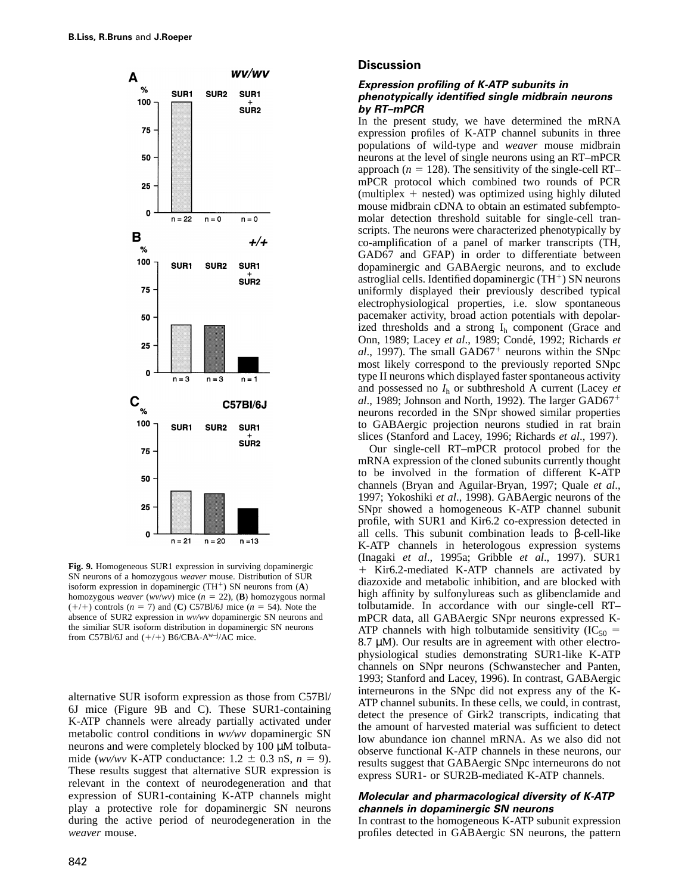A
wv/wv
%
SUR1
SUR2
SUR1 + SUR2
100
75
50
25
0
n = 22
n = 0
n = 0

B
+/+
%
SUR1
SUR2
SUR1 + SUR2
100
75
50
25
0
n = 3
n = 3
n = 1

C
C57Bl/6J
%
SUR1
SUR2
SUR1 + SUR2
100
75
50
25
0
n = 21
n = 20
n =13

**Fig. 9.** Homogeneous SUR1 expression in surviving dopaminergic SN neurons of a homozygous *weaver* mouse. Distribution of SUR isoform expression in dopaminergic ($TH^+$) SN neurons from (**A**) homozygous *weaver* (*wv/wv*) mice ($n = 22$), (**B**) homozygous normal (+/+) controls ($n = 7$) and (**C**) C57Bl/6J mice ($n = 54$). Note the absence of SUR2 expression in *wv/wv* dopaminergic SN neurons and the similiar SUR isoform distribution in dopaminergic SN neurons from C57Bl/6J and (+/+) B6/CBA-$A^{w-J}$/AC mice.

alternative SUR isoform expression as those from C57Bl/6J mice (Figure 9B and C). These SUR1-containing K-ATP channels were already partially activated under metabolic control conditions in *wv/wv* dopaminergic SN neurons and were completely blocked by 100 μM tolbutamide (*wv/wv* K-ATP conductance: $1.2 \pm 0.3$ nS, $n = 9$). These results suggest that alternative SUR expression is relevant in the context of neurodegeneration and that expression of SUR1-containing K-ATP channels might play a protective role for dopaminergic SN neurons during the active period of neurodegeneration in the *weaver* mouse.

## Discussion

### *Expression profiling of K-ATP subunits in phenotypically identified single midbrain neurons by RT–mPCR*

In the present study, we have determined the mRNA expression profiles of K-ATP channel subunits in three populations of wild-type and *weaver* mouse midbrain neurons at the level of single neurons using an RT–mPCR approach ($n = 128$). The sensitivity of the single-cell RT–mPCR protocol which combined two rounds of PCR (multiplex + nested) was optimized using highly diluted mouse midbrain cDNA to obtain an estimated subfemtomolar detection threshold suitable for single-cell transcripts. The neurons were characterized phenotypically by co-amplification of a panel of marker transcripts (TH, GAD67 and GFAP) in order to differentiate between dopaminergic and GABAergic neurons, and to exclude astroglial cells. Identified dopaminergic ($TH^+$) SN neurons uniformly displayed their previously described typical electrophysiological properties, i.e. slow spontaneous pacemaker activity, broad action potentials with depolarized thresholds and a strong $I_h$ component (Grace and Onn, 1989; Lacey *et al*., 1989; Condé, 1992; Richards *et al*., 1997). The small $GAD67^+$ neurons within the SNpc most likely correspond to the previously reported SNpc type II neurons which displayed faster spontaneous activity and possessed no $I_h$ or subthreshold A current (Lacey *et al*., 1989; Johnson and North, 1992). The larger $GAD67^+$ neurons recorded in the SNpr showed similar properties to GABAergic projection neurons studied in rat brain slices (Stanford and Lacey, 1996; Richards *et al*., 1997).

Our single-cell RT–mPCR protocol probed for the mRNA expression of the cloned subunits currently thought to be involved in the formation of different K-ATP channels (Bryan and Aguilar-Bryan, 1997; Quale *et al*., 1997; Yokoshiki *et al*., 1998). GABAergic neurons of the SNpr showed a homogeneous K-ATP channel subunit profile, with SUR1 and Kir6.2 co-expression detected in all cells. This subunit combination leads to β-cell-like K-ATP channels in heterologous expression systems (Inagaki *et al*., 1995a; Gribble *et al*., 1997). SUR1 + Kir6.2-mediated K-ATP channels are activated by diazoxide and metabolic inhibition, and are blocked with high affinity by sulfonylureas such as glibenclamide and tolbutamide. In accordance with our single-cell RT–mPCR data, all GABAergic SNpr neurons expressed K-ATP channels with high tolbutamide sensitivity ($IC_{50}$ = 8.7 μM). Our results are in agreement with other electrophysiological studies demonstrating SUR1-like K-ATP channels on SNpr neurons (Schwanstecher and Panten, 1993; Stanford and Lacey, 1996). In contrast, GABAergic interneurons in the SNpc did not express any of the K-ATP channel subunits. In these cells, we could, in contrast, detect the presence of Girk2 transcripts, indicating that the amount of harvested material was sufficient to detect low abundance ion channel mRNA. As we also did not observe functional K-ATP channels in these neurons, our results suggest that GABAergic SNpc interneurons do not express SUR1- or SUR2B-mediated K-ATP channels.

### *Molecular and pharmacological diversity of K-ATP channels in dopaminergic SN neurons*

In contrast to the homogeneous K-ATP subunit expression profiles detected in GABAergic SN neurons, the pattern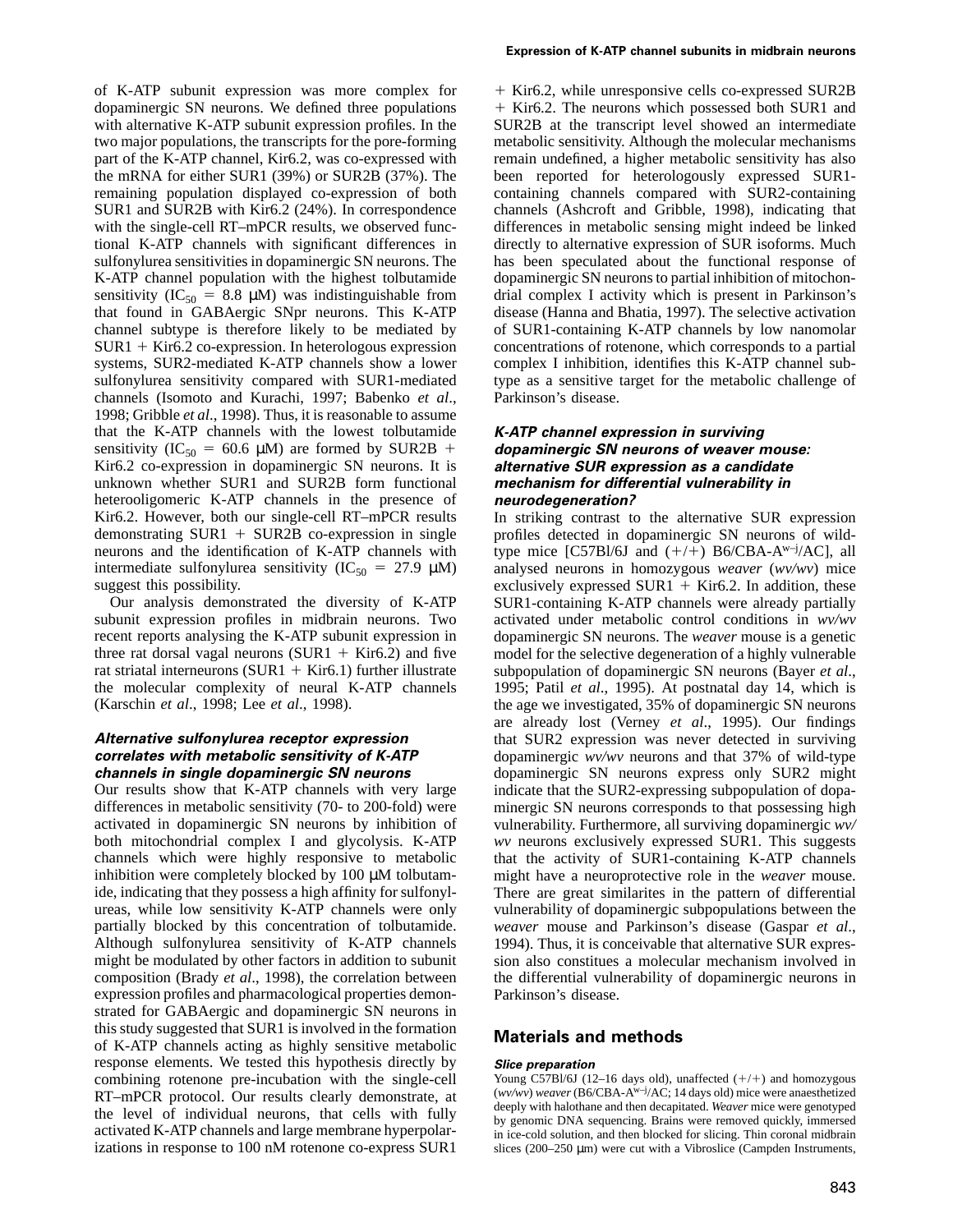of K-ATP subunit expression was more complex for dopaminergic SN neurons. We defined three populations with alternative K-ATP subunit expression profiles. In the two major populations, the transcripts for the pore-forming part of the K-ATP channel, Kir6.2, was co-expressed with the mRNA for either SUR1 (39%) or SUR2B (37%). The remaining population displayed co-expression of both SUR1 and SUR2B with Kir6.2 (24%). In correspondence with the single-cell RT–mPCR results, we observed functional K-ATP channels with significant differences in sulfonylurea sensitivities in dopaminergic SN neurons. The K-ATP channel population with the highest tolbutamide sensitivity ($IC_{50}$ = 8.8 μM) was indistinguishable from that found in GABAergic SNpr neurons. This K-ATP channel subtype is therefore likely to be mediated by SUR1 + Kir6.2 co-expression. In heterologous expression systems, SUR2-mediated K-ATP channels show a lower sulfonylurea sensitivity compared with SUR1-mediated channels (Isomoto and Kurachi, 1997; Babenko *et al*., 1998; Gribble *et al*., 1998). Thus, it is reasonable to assume that the K-ATP channels with the lowest tolbutamide sensitivity ($IC_{50}$ = 60.6 μM) are formed by SUR2B + Kir6.2 co-expression in dopaminergic SN neurons. It is unknown whether SUR1 and SUR2B form functional heterooligomeric K-ATP channels in the presence of Kir6.2. However, both our single-cell RT–mPCR results demonstrating SUR1 + SUR2B co-expression in single neurons and the identification of K-ATP channels with intermediate sulfonylurea sensitivity ($IC_{50}$ = 27.9 μM) suggest this possibility.

Our analysis demonstrated the diversity of K-ATP subunit expression profiles in midbrain neurons. Two recent reports analysing the K-ATP subunit expression in three rat dorsal vagal neurons (SUR1 + Kir6.2) and five rat striatal interneurons (SUR1 + Kir6.1) further illustrate the molecular complexity of neural K-ATP channels (Karschin *et al*., 1998; Lee *et al*., 1998).

### Alternative sulfonylurea receptor expression correlates with metabolic sensitivity of K-ATP channels in single dopaminergic SN neurons

Our results show that K-ATP channels with very large differences in metabolic sensitivity (70- to 200-fold) were activated in dopaminergic SN neurons by inhibition of both mitochondrial complex I and glycolysis. K-ATP channels which were highly responsive to metabolic inhibition were completely blocked by 100 μM tolbutamide, indicating that they possess a high affinity for sulfonylureas, while low sensitivity K-ATP channels were only partially blocked by this concentration of tolbutamide. Although sulfonylurea sensitivity of K-ATP channels might be modulated by other factors in addition to subunit composition (Brady *et al*., 1998), the correlation between expression profiles and pharmacological properties demonstrated for GABAergic and dopaminergic SN neurons in this study suggested that SUR1 is involved in the formation of K-ATP channels acting as highly sensitive metabolic response elements. We tested this hypothesis directly by combining rotenone pre-incubation with the single-cell RT–mPCR protocol. Our results clearly demonstrate, at the level of individual neurons, that cells with fully activated K-ATP channels and large membrane hyperpolarizations in response to 100 nM rotenone co-express SUR1 + Kir6.2, while unresponsive cells co-expressed SUR2B + Kir6.2. The neurons which possessed both SUR1 and SUR2B at the transcript level showed an intermediate metabolic sensitivity. Although the molecular mechanisms remain undefined, a higher metabolic sensitivity has also been reported for heterologously expressed SUR1-containing channels compared with SUR2-containing channels (Ashcroft and Gribble, 1998), indicating that differences in metabolic sensing might indeed be linked directly to alternative expression of SUR isoforms. Much has been speculated about the functional response of dopaminergic SN neurons to partial inhibition of mitochondrial complex I activity which is present in Parkinson's disease (Hanna and Bhatia, 1997). The selective activation of SUR1-containing K-ATP channels by low nanomolar concentrations of rotenone, which corresponds to a partial complex I inhibition, identifies this K-ATP channel subtype as a sensitive target for the metabolic challenge of Parkinson's disease.

### K-ATP channel expression in surviving dopaminergic SN neurons of weaver mouse: alternative SUR expression as a candidate mechanism for differential vulnerability in neurodegeneration?

In striking contrast to the alternative SUR expression profiles detected in dopaminergic SN neurons of wild-type mice [C57Bl/6J and (+/+) B6/CBA-A$^{w–j}$/AC], all analysed neurons in homozygous *weaver* (*wv/wv*) mice exclusively expressed SUR1 + Kir6.2. In addition, these SUR1-containing K-ATP channels were already partially activated under metabolic control conditions in *wv/wv* dopaminergic SN neurons. The *weaver* mouse is a genetic model for the selective degeneration of a highly vulnerable subpopulation of dopaminergic SN neurons (Bayer *et al*., 1995; Patil *et al*., 1995). At postnatal day 14, which is the age we investigated, 35% of dopaminergic SN neurons are already lost (Verney *et al*., 1995). Our findings that SUR2 expression was never detected in surviving dopaminergic *wv/wv* neurons and that 37% of wild-type dopaminergic SN neurons express only SUR2 might indicate that the SUR2-expressing subpopulation of dopaminergic SN neurons corresponds to that possessing high vulnerability. Furthermore, all surviving dopaminergic *wv/wv* neurons exclusively expressed SUR1. This suggests that the activity of SUR1-containing K-ATP channels might have a neuroprotective role in the *weaver* mouse. There are great similarites in the pattern of differential vulnerability of dopaminergic subpopulations between the *weaver* mouse and Parkinson's disease (Gaspar *et al*., 1994). Thus, it is conceivable that alternative SUR expression also constitues a molecular mechanism involved in the differential vulnerability of dopaminergic neurons in Parkinson's disease.

## Materials and methods

### Slice preparation

Young C57Bl/6J (12–16 days old), unaffected (+/+) and homozygous (*wv/wv*) *weaver* (B6/CBA-A$^{w–j}$/AC; 14 days old) mice were anaesthetized deeply with halothane and then decapitated. *Weaver* mice were genotyped by genomic DNA sequencing. Brains were removed quickly, immersed in ice-cold solution, and then blocked for slicing. Thin coronal midbrain slices (200–250 μm) were cut with a Vibroslice (Campden Instruments,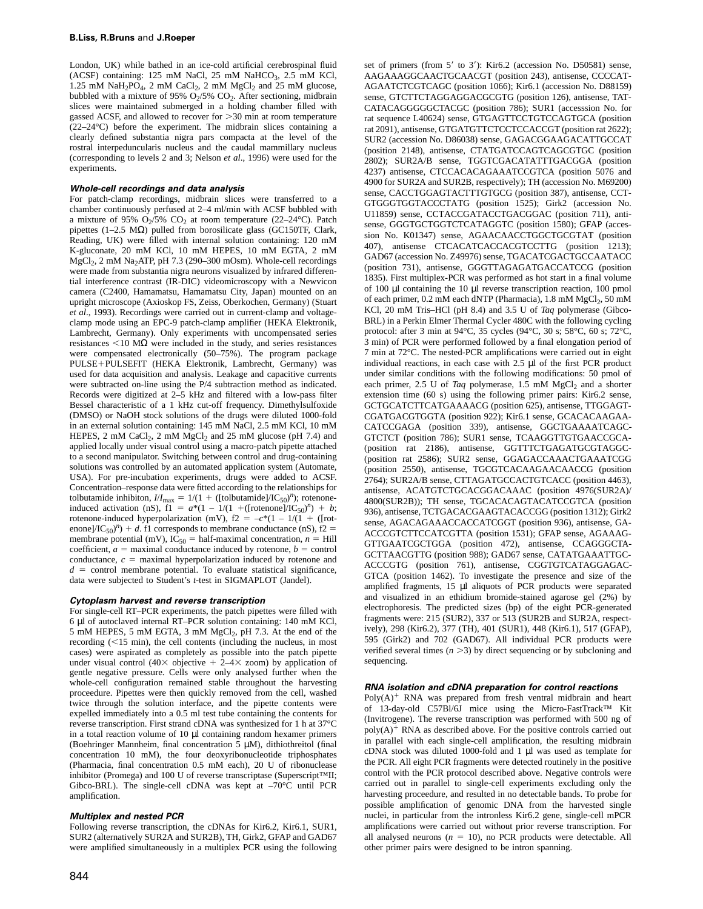London, UK) while bathed in an ice-cold artificial cerebrospinal fluid (ACSF) containing: 125 mM NaCl, 25 mM $NaHCO_3$, 2.5 mM KCl, 1.25 mM $NaH_2PO_4$, 2 mM $CaCl_2$, 2 mM $MgCl_2$ and 25 mM glucose, bubbled with a mixture of 95% $O_2$/5% $CO_2$. After sectioning, midbrain slices were maintained submerged in a holding chamber filled with gassed ACSF, and allowed to recover for >30 min at room temperature (22–24°C) before the experiment. The midbrain slices containing a clearly defined substantia nigra pars compacta at the level of the rostral interpeduncularis nucleus and the caudal mammillary nucleus (corresponding to levels 2 and 3; Nelson *et al*., 1996) were used for the experiments.

### *Whole-cell recordings and data analysis*

For patch-clamp recordings, midbrain slices were transferred to a chamber continuously perfused at 2–4 ml/min with ACSF bubbled with a mixture of 95% $O_2$/5% $CO_2$ at room temperature (22–24°C). Patch pipettes (1–2.5 MΩ) pulled from borosilicate glass (GC150TF, Clark, Reading, UK) were filled with internal solution containing: 120 mM K-gluconate, 20 mM KCl, 10 mM HEPES, 10 mM EGTA, 2 mM $MgCl_2$, 2 mM $Na_2$ATP, pH 7.3 (290–300 mOsm). Whole-cell recordings were made from substantia nigra neurons visualized by infrared differential interference contrast (IR-DIC) videomicroscopy with a Newvicon camera (C2400, Hamamatsu, Hamamatsu City, Japan) mounted on an upright microscope (Axioskop FS, Zeiss, Oberkochen, Germany) (Stuart *et al*., 1993). Recordings were carried out in current-clamp and voltage-clamp mode using an EPC-9 patch-clamp amplifier (HEKA Elektronik, Lambrecht, Germany). Only experiments with uncompensated series resistances <10 MΩ were included in the study, and series resistances were compensated electronically (50–75%). The program package PULSE+PULSEFIT (HEKA Elektronik, Lambrecht, Germany) was used for data acquisition and analysis. Leakage and capacitive currents were subtracted on-line using the P/4 subtraction method as indicated. Records were digitized at 2–5 kHz and filtered with a low-pass filter Bessel characteristic of a 1 kHz cut-off frequency. Dimethylsulfoxide (DMSO) or NaOH stock solutions of the drugs were diluted 1000-fold in an external solution containing: 145 mM NaCl, 2.5 mM KCl, 10 mM HEPES, 2 mM $CaCl_2$, 2 mM $MgCl_2$ and 25 mM glucose (pH 7.4) and applied locally under visual control using a macro-patch pipette attached to a second manipulator. Switching between control and drug-containing solutions was controlled by an automated application system (Automate, USA). For pre-incubation experiments, drugs were added to ACSF. Concentration–response data were fitted according to the relationships for tolbutamide inhibiton, $I/I_{max} = 1/(1 + ([\text{tolbutamide}]/IC_{50})^n)$; rotenone-induced activation (nS), $f1 = a*(1 - 1/(1 + ([\text{rotenone}]/IC_{50})^n) + b$; rotenone-induced hyperpolarization (mV), $f2 = -c*(1 - 1/(1 + ([\text{rotenone}]/IC_{50})^n) + d$. f1 corresponds to membrane conductance (nS), f2 = membrane potential (mV), $IC_{50}$ = half-maximal concentration, $n$ = Hill coefficient, $a$ = maximal conductance induced by rotenone, $b$ = control conductance, $c$ = maximal hyperpolarization induced by rotenone and $d$ = control membrane potential. To evaluate statistical significance, data were subjected to Student's *t*-test in SIGMAPLOT (Jandel).

### *Cytoplasm harvest and reverse transcription*

For single-cell RT–PCR experiments, the patch pipettes were filled with 6 µl of autoclaved internal RT–PCR solution containing: 140 mM KCl, 5 mM HEPES, 5 mM EGTA, 3 mM $MgCl_2$, pH 7.3. At the end of the recording (<15 min), the cell contents (including the nucleus, in most cases) were aspirated as completely as possible into the patch pipette under visual control (40× objective + 2–4× zoom) by application of gentle negative pressure. Cells were only analysed further when the whole-cell configuration remained stable throughout the harvesting proceedure. Pipettes were then quickly removed from the cell, washed twice through the solution interface, and the pipette contents were expelled immediately into a 0.5 ml test tube containing the contents for reverse transcription. First strand cDNA was synthesized for 1 h at 37°C in a total reaction volume of 10 µl containing random hexamer primers (Boehringer Mannheim, final concentration 5 µM), dithiothreitol (final concentration 10 mM), the four deoxyribonucleotide triphosphates (Pharmacia, final concentration 0.5 mM each), 20 U of ribonuclease inhibitor (Promega) and 100 U of reverse transcriptase (Superscript™II; Gibco-BRL). The single-cell cDNA was kept at –70°C until PCR amplification.

### *Multiplex and nested PCR*

Following reverse transcription, the cDNAs for Kir6.2, Kir6.1, SUR1, SUR2 (alternatively SUR2A and SUR2B), TH, Girk2, GFAP and GAD67 were amplified simultaneously in a multiplex PCR using the following set of primers (from 5′ to 3′): Kir6.2 (accession No. D50581) sense, AAGAAAGGCAACTGCAACGT (position 243), antisense, CCCCAT-AGAATCTCGTCAGC (position 1066); Kir6.1 (accession No. D88159) sense, GTCTTCTAGGAGGACGCGTG (position 126), antisense, TAT-CATACAGGGGGCTACGC (position 786); SUR1 (accesssion No. for rat sequence L40624) sense, GTGAGTTCCTGTCCAGTGCA (position rat 2091), antisense, GTGATGTTCTCCTCCACCGT (position rat 2622); SUR2 (accession No. D86038) sense, GAGACGGAAGACATTGCCAT (position 2148), antisense, CTATGATCCAGTCAGCGTGC (position 2802); SUR2A/B sense, TGGTCGACATATTTGACGGA (position 4237) antisense, CTCCACACAGAAATCCGTCA (position 5076 and 4900 for SUR2A and SUR2B, respectively); TH (accession No. M69200) sense, CACCTGGAGTACTTTGTGCG (position 387), antisense, CCT-GTGGGTGGTACCCTATG (position 1525); Girk2 (accession No. U11859) sense, CCTACCGATACCTGACGGAC (position 711), antisense, GGGTGCTGGTCTCATAGGTC (position 1580); GFAP (accession No. K01347) sense, AGAACAACCTGGCTGCGTAT (position 407), antisense CTCACATCACCACGTCCTTG (position 1213); GAD67 (accession No. Z49976) sense, TGACATCGACTGCCAATACC (position 731), antisense, GGGTTAGAGATGACCATCCG (position 1835). First multiplex-PCR was performed as hot start in a final volume of 100 µl containing the 10 µl reverse transcription reaction, 100 pmol of each primer, 0.2 mM each dNTP (Pharmacia), 1.8 mM $MgCl_2$, 50 mM KCl, 20 mM Tris–HCl (pH 8.4) and 3.5 U of *Taq* polymerase (Gibco-BRL) in a Perkin Elmer Thermal Cycler 480C with the following cycling protocol: after 3 min at 94°C, 35 cycles (94°C, 30 s; 58°C, 60 s; 72°C, 3 min) of PCR were performed followed by a final elongation period of 7 min at 72°C. The nested-PCR amplifications were carried out in eight individual reactions, in each case with 2.5 µl of the first PCR product under similar conditions with the following modifications: 50 pmol of each primer, 2.5 U of *Taq* polymerase, 1.5 mM $MgCl_2$ and a shorter extension time (60 s) using the following primer pairs: Kir6.2 sense, GCTGCATCTTCATGAAAACG (position 625), antisense, TTGGAGT-CGATGACGTGGTA (position 922); Kir6.1 sense, GCACACAAGAA-CATCCGAGA (position 339), antisense, GGCTGAAAATCAGC-GTCTCT (position 786); SUR1 sense, TCAAGGTTGTGAACCGCA-(position rat 2186), antisense, GGTTTCTGAGATGCGTAGGC-(position rat 2586); SUR2 sense, GGAGACCAAACTGAAATCGG (position 2550), antisense, TGCGTCACAAGAACAACCG (position 2764); SUR2A/B sense, CTTAGATGCCACTGTCACC (position 4463), antisense, ACATGTCTGCACGGACAAAC (position 4976(SUR2A)/4800(SUR2B)); TH sense, TGCACACAGTACATCCGTCA (position 936), antisense, TCTGACACGAAGTACACCGG (position 1312); Girk2 sense, AGACAGAAACCACCATCGGT (position 936), antisense, GA-ACCCGTCTTCCATCGTTA (position 1531); GFAP sense, AGAAAG-GTTGAATCGCTGGA (position 472), antisense, CCAGGGCTA-GCTTAACGTTG (position 988); GAD67 sense, CATATGAAATTGC-ACCCGTG (position 761), antisense, CGGTGTCATAGGAGAC-GTCA (position 1462). To investigate the presence and size of the amplified fragments, 15 µl aliquots of PCR products were separated and visualized in an ethidium bromide-stained agarose gel (2%) by electrophoresis. The predicted sizes (bp) of the eight PCR-generated fragments were: 215 (SUR2), 337 or 513 (SUR2B and SUR2A, respectively), 298 (Kir6.2), 377 (TH), 401 (SUR1), 448 (Kir6.1), 517 (GFAP), 595 (Girk2) and 702 (GAD67). All individual PCR products were verified several times ($n$ >3) by direct sequencing or by subcloning and sequencing.

### *RNA isolation and cDNA preparation for control reactions*

$Poly(A)^+$ RNA was prepared from fresh ventral midbrain and heart of 13-day-old C57Bl/6J mice using the Micro-FastTrack™ Kit (Invitrogene). The reverse transcription was performed with 500 ng of $poly(A)^+$ RNA as described above. For the positive controls carried out in parallel with each single-cell amplification, the resulting midbrain cDNA stock was diluted 1000-fold and 1 µl was used as template for the PCR. All eight PCR fragments were detected routinely in the positive control with the PCR protocol described above. Negative controls were carried out in parallel to single-cell experiments excluding only the harvesting proceedure, and resulted in no detectable bands. To probe for possible amplification of genomic DNA from the harvested single nuclei, in particular from the intronless Kir6.2 gene, single-cell mPCR amplifications were carried out without prior reverse transcription. For all analysed neurons ($n$ = 10), no PCR products were detectable. All other primer pairs were designed to be intron spanning.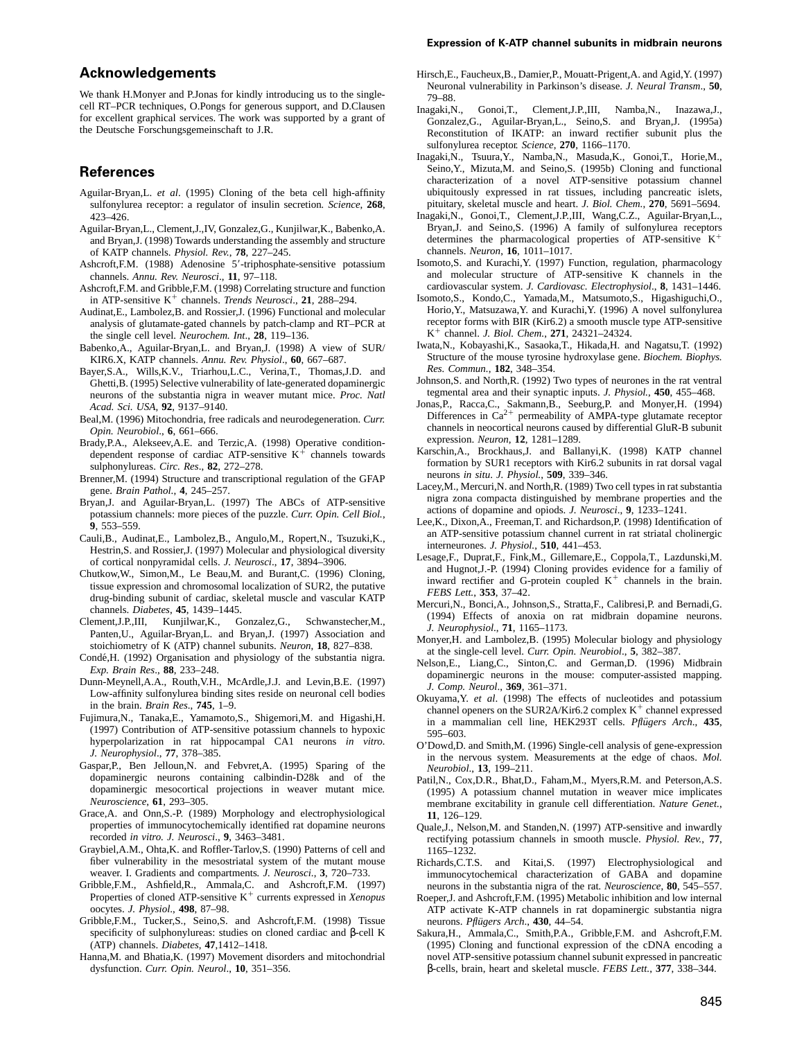## Acknowledgements

We thank H.Monyer and P.Jonas for kindly introducing us to the single-cell RT–PCR techniques, O.Pongs for generous support, and D.Clausen for excellent graphical services. The work was supported by a grant of the Deutsche Forschungsgemeinschaft to J.R.

## References

Aguilar-Bryan,L. *et al*. (1995) Cloning of the beta cell high-affinity sulfonylurea receptor: a regulator of insulin secretion. *Science*, **268**, 423–426.

Aguilar-Bryan,L., Clement,J.,IV, Gonzalez,G., Kunjilwar,K., Babenko,A. and Bryan,J. (1998) Towards understanding the assembly and structure of KATP channels. *Physiol. Rev.*, **78**, 227–245.

Ashcroft,F.M. (1988) Adenosine 5′-triphosphate-sensitive potassium channels. *Annu. Rev. Neurosci*., **11**, 97–118.

Ashcroft,F.M. and Gribble,F.M. (1998) Correlating structure and function in ATP-sensitive $K^+$ channels. *Trends Neurosci*., **21**, 288–294.

Audinat,E., Lambolez,B. and Rossier,J. (1996) Functional and molecular analysis of glutamate-gated channels by patch-clamp and RT–PCR at the single cell level. *Neurochem. Int*., **28**, 119–136.

Babenko,A., Aguilar-Bryan,L. and Bryan,J. (1998) A view of SUR/KIR6.X, KATP channels. *Annu. Rev. Physiol*., **60**, 667–687.

Bayer,S.A., Wills,K.V., Triarhou,L.C., Verina,T., Thomas,J.D. and Ghetti,B. (1995) Selective vulnerability of late-generated dopaminergic neurons of the substantia nigra in weaver mutant mice. *Proc. Natl Acad. Sci. USA*, **92**, 9137–9140.

Beal,M. (1996) Mitochondria, free radicals and neurodegeneration. *Curr. Opin. Neurobiol*., **6**, 661–666.

Brady,P.A., Alekseev,A.E. and Terzic,A. (1998) Operative condition-dependent response of cardiac ATP-sensitive $K^+$ channels towards sulphonylureas. *Circ. Res*., **82**, 272–278.

Brenner,M. (1994) Structure and transcriptional regulation of the GFAP gene. *Brain Pathol*., **4**, 245–257.

Bryan,J. and Aguilar-Bryan,L. (1997) The ABCs of ATP-sensitive potassium channels: more pieces of the puzzle. *Curr. Opin. Cell Biol.*, **9**, 553–559.

Cauli,B., Audinat,E., Lambolez,B., Angulo,M., Ropert,N., Tsuzuki,K., Hestrin,S. and Rossier,J. (1997) Molecular and physiological diversity of cortical nonpyramidal cells. *J. Neurosci*., **17**, 3894–3906.

Chutkow,W., Simon,M., Le Beau,M. and Burant,C. (1996) Cloning, tissue expression and chromosomal localization of SUR2, the putative drug-binding subunit of cardiac, skeletal muscle and vascular KATP channels. *Diabetes*, **45**, 1439–1445.

Clement,J.P.,III, Kunjilwar,K., Gonzalez,G., Schwanstecher,M., Panten,U., Aguilar-Bryan,L. and Bryan,J. (1997) Association and stoichiometry of K (ATP) channel subunits. *Neuron*, **18**, 827–838.

Condé,H. (1992) Organisation and physiology of the substantia nigra. *Exp. Brain Res*., **88**, 233–248.

Dunn-Meynell,A.A., Routh,V.H., McArdle,J.J. and Levin,B.E. (1997) Low-affinity sulfonylurea binding sites reside on neuronal cell bodies in the brain. *Brain Res*., **745**, 1–9.

Fujimura,N., Tanaka,E., Yamamoto,S., Shigemori,M. and Higashi,H. (1997) Contribution of ATP-sensitive potassium channels to hypoxic hyperpolarization in rat hippocampal CA1 neurons *in vitro*. *J. Neurophysiol*., **77**, 378–385.

Gaspar,P., Ben Jelloun,N. and Febvret,A. (1995) Sparing of the dopaminergic neurons containing calbindin-D28k and of the dopaminergic mesocortical projections in weaver mutant mice. *Neuroscience*, **61**, 293–305.

Grace,A. and Onn,S.-P. (1989) Morphology and electrophysiological properties of immunocytochemically identified rat dopamine neurons recorded *in vitro*. *J. Neurosci*., **9**, 3463–3481.

Graybiel,A.M., Ohta,K. and Roffler-Tarlov,S. (1990) Patterns of cell and fiber vulnerability in the mesostriatal system of the mutant mouse weaver. I. Gradients and compartments. *J. Neurosci.*, **3**, 720–733.

Gribble,F.M., Ashfield,R., Ammala,C. and Ashcroft,F.M. (1997) Properties of cloned ATP-sensitive $K^+$ currents expressed in *Xenopus* oocytes. *J. Physiol*., **498**, 87–98.

Gribble,F.M., Tucker,S., Seino,S. and Ashcroft,F.M. (1998) Tissue specificity of sulphonylureas: studies on cloned cardiac and β-cell K (ATP) channels. *Diabetes*, **47**,1412–1418.

Hanna,M. and Bhatia,K. (1997) Movement disorders and mitochondrial dysfunction. *Curr. Opin. Neurol*., **10**, 351–356.

Hirsch,E., Faucheux,B., Damier,P., Mouatt-Prigent,A. and Agid,Y. (1997) Neuronal vulnerability in Parkinson's disease. *J. Neural Transm*., **50**, 79–88.

Inagaki,N., Gonoi,T., Clement,J.P.,III, Namba,N., Inazawa,J., Gonzalez,G., Aguilar-Bryan,L., Seino,S. and Bryan,J. (1995a) Reconstitution of IKATP: an inward rectifier subunit plus the sulfonylurea receptor. *Science*, **270**, 1166–1170.

Inagaki,N., Tsuura,Y., Namba,N., Masuda,K., Gonoi,T., Horie,M., Seino,Y., Mizuta,M. and Seino,S. (1995b) Cloning and functional characterization of a novel ATP-sensitive potassium channel ubiquitously expressed in rat tissues, including pancreatic islets, pituitary, skeletal muscle and heart. *J. Biol. Chem*., **270**, 5691–5694.

Inagaki,N., Gonoi,T., Clement,J.P.,III, Wang,C.Z., Aguilar-Bryan,L., Bryan,J. and Seino,S. (1996) A family of sulfonylurea receptors determines the pharmacological properties of ATP-sensitive $K^+$ channels. *Neuron*, **16**, 1011–1017.

Isomoto,S. and Kurachi,Y. (1997) Function, regulation, pharmacology and molecular structure of ATP-sensitive K channels in the cardiovascular system. *J. Cardiovasc. Electrophysiol*., **8**, 1431–1446.

Isomoto,S., Kondo,C., Yamada,M., Matsumoto,S., Higashiguchi,O., Horio,Y., Matsuzawa,Y. and Kurachi,Y. (1996) A novel sulfonylurea receptor forms with BIR (Kir6.2) a smooth muscle type ATP-sensitive $K^+$ channel. *J. Biol. Chem*., **271**, 24321–24324.

Iwata,N., Kobayashi,K., Sasaoka,T., Hikada,H. and Nagatsu,T. (1992) Structure of the mouse tyrosine hydroxylase gene. *Biochem. Biophys. Res. Commun*., **182**, 348–354.

Johnson,S. and North,R. (1992) Two types of neurones in the rat ventral tegmental area and their synaptic inputs. *J. Physiol.*, **450**, 455–468.

Jonas,P., Racca,C., Sakmann,B., Seeburg,P. and Monyer,H. (1994) Differences in $Ca^{2+}$ permeability of AMPA-type glutamate receptor channels in neocortical neurons caused by differential GluR-B subunit expression. *Neuron*, **12**, 1281–1289.

Karschin,A., Brockhaus,J. and Ballanyi,K. (1998) KATP channel formation by SUR1 receptors with Kir6.2 subunits in rat dorsal vagal neurons *in situ*. *J. Physiol.*, **509**, 339–346.

Lacey,M., Mercuri,N. and North,R. (1989) Two cell types in rat substantia nigra zona compacta distinguished by membrane properties and the actions of dopamine and opiods. *J. Neurosci*., **9**, 1233–1241.

Lee,K., Dixon,A., Freeman,T. and Richardson,P. (1998) Identification of an ATP-sensitive potassium channel current in rat striatal cholinergic interneurones. *J. Physiol*., **510**, 441–453.

Lesage,F., Duprat,F., Fink,M., Gillemare,E., Coppola,T., Lazdunski,M. and Hugnot,J.-P. (1994) Cloning provides evidence for a familiy of inward rectifier and G-protein coupled $K^+$ channels in the brain. *FEBS Lett.*, **353**, 37–42.

Mercuri,N., Bonci,A., Johnson,S., Stratta,F., Calibresi,P. and Bernadi,G. (1994) Effects of anoxia on rat midbrain dopamine neurons. *J. Neurophysiol*., **71**, 1165–1173.

Monyer,H. and Lambolez,B. (1995) Molecular biology and physiology at the single-cell level. *Curr. Opin. Neurobiol*., **5**, 382–387.

Nelson,E., Liang,C., Sinton,C. and German,D. (1996) Midbrain dopaminergic neurons in the mouse: computer-assisted mapping. *J. Comp. Neurol*., **369**, 361–371.

Okuyama,Y. *et al*. (1998) The effects of nucleotides and potassium channel openers on the SUR2A/Kir6.2 complex $K^+$ channel expressed in a mammalian cell line, HEK293T cells. *Pflügers Arch*., **435**, 595–603.

O'Dowd,D. and Smith,M. (1996) Single-cell analysis of gene-expression in the nervous system. Measurements at the edge of chaos. *Mol. Neurobiol*., **13**, 199–211.

Patil,N., Cox,D.R., Bhat,D., Faham,M., Myers,R.M. and Peterson,A.S. (1995) A potassium channel mutation in weaver mice implicates membrane excitability in granule cell differentiation. *Nature Genet.*, **11**, 126–129.

Quale,J., Nelson,M. and Standen,N. (1997) ATP-sensitive and inwardly rectifying potassium channels in smooth muscle. *Physiol. Rev.*, **77**, 1165–1232.

Richards,C.T.S. and Kitai,S. (1997) Electrophysiological and immunocytochemical characterization of GABA and dopamine neurons in the substantia nigra of the rat. *Neuroscience*, **80**, 545–557.

Roeper,J. and Ashcroft,F.M. (1995) Metabolic inhibition and low internal ATP activate K-ATP channels in rat dopaminergic substantia nigra neurons. *Pflügers Arch*., **430**, 44–54.

Sakura,H., Ammala,C., Smith,P.A., Gribble,F.M. and Ashcroft,F.M. (1995) Cloning and functional expression of the cDNA encoding a novel ATP-sensitive potassium channel subunit expressed in pancreatic β-cells, brain, heart and skeletal muscle. *FEBS Lett.*, **377**, 338–344.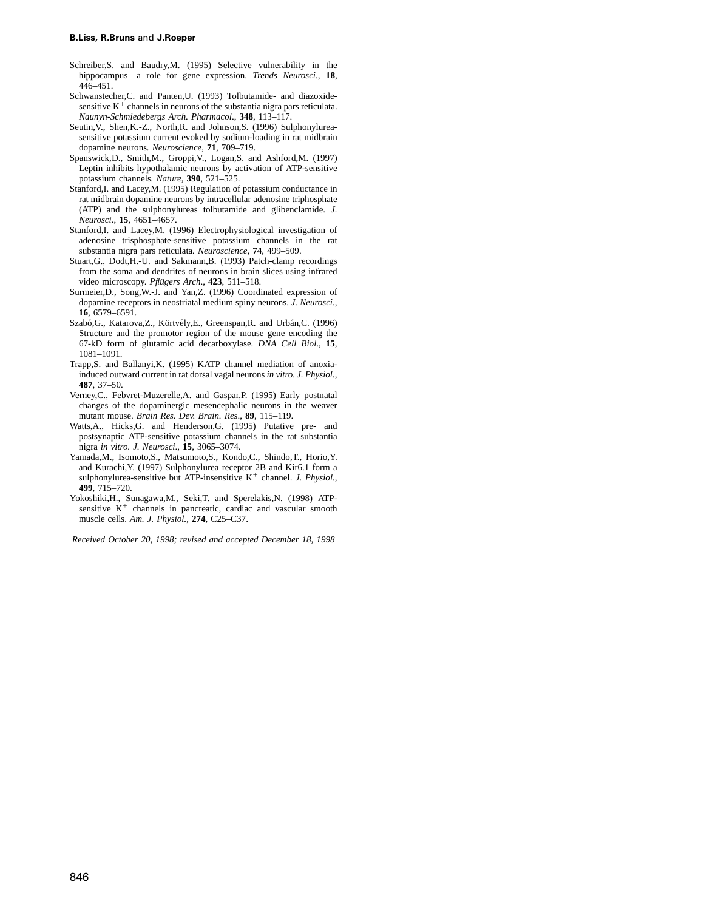Schreiber,S. and Baudry,M. (1995) Selective vulnerability in the hippocampus—a role for gene expression. *Trends Neurosci*., **18**, 446–451.

Schwanstecher,C. and Panten,U. (1993) Tolbutamide- and diazoxide-sensitive $K^+$ channels in neurons of the substantia nigra pars reticulata. *Naunyn-Schmiedebergs Arch. Pharmacol*., **348**, 113–117.

Seutin,V., Shen,K.-Z., North,R. and Johnson,S. (1996) Sulphonylurea-sensitive potassium current evoked by sodium-loading in rat midbrain dopamine neurons. *Neuroscience*, **71**, 709–719.

Spanswick,D., Smith,M., Groppi,V., Logan,S. and Ashford,M. (1997) Leptin inhibits hypothalamic neurons by activation of ATP-sensitive potassium channels. *Nature*, **390**, 521–525.

Stanford,I. and Lacey,M. (1995) Regulation of potassium conductance in rat midbrain dopamine neurons by intracellular adenosine triphosphate (ATP) and the sulphonylureas tolbutamide and glibenclamide. *J. Neurosci*., **15**, 4651–4657.

Stanford,I. and Lacey,M. (1996) Electrophysiological investigation of adenosine trisphosphate-sensitive potassium channels in the rat substantia nigra pars reticulata. *Neuroscience*, **74**, 499–509.

Stuart,G., Dodt,H.-U. and Sakmann,B. (1993) Patch-clamp recordings from the soma and dendrites of neurons in brain slices using infrared video microscopy. *Pflügers Arch*., **423**, 511–518.

Surmeier,D., Song,W.-J. and Yan,Z. (1996) Coordinated expression of dopamine receptors in neostriatal medium spiny neurons. *J. Neurosci*., **16**, 6579–6591.

Szabó,G., Katarova,Z., Körtvély,E., Greenspan,R. and Urbán,C. (1996) Structure and the promotor region of the mouse gene encoding the 67-kD form of glutamic acid decarboxylase. *DNA Cell Biol*., **15**, 1081–1091.

Trapp,S. and Ballanyi,K. (1995) KATP channel mediation of anoxia-induced outward current in rat dorsal vagal neurons *in vitro*. *J. Physiol*., **487**, 37–50.

Verney,C., Febvret-Muzerelle,A. and Gaspar,P. (1995) Early postnatal changes of the dopaminergic mesencephalic neurons in the weaver mutant mouse. *Brain Res. Dev. Brain. Res*., **89**, 115–119.

Watts,A., Hicks,G. and Henderson,G. (1995) Putative pre- and postsynaptic ATP-sensitive potassium channels in the rat substantia nigra *in vitro*. *J. Neurosci*., **15**, 3065–3074.

Yamada,M., Isomoto,S., Matsumoto,S., Kondo,C., Shindo,T., Horio,Y. and Kurachi,Y. (1997) Sulphonylurea receptor 2B and Kir6.1 form a sulphonylurea-sensitive but ATP-insensitive $K^+$ channel. *J. Physiol*., **499**, 715–720.

Yokoshiki,H., Sunagawa,M., Seki,T. and Sperelakis,N. (1998) ATP-sensitive $K^+$ channels in pancreatic, cardiac and vascular smooth muscle cells. *Am. J. Physiol*., **274**, C25–C37.

*Received October 20, 1998; revised and accepted December 18, 1998*